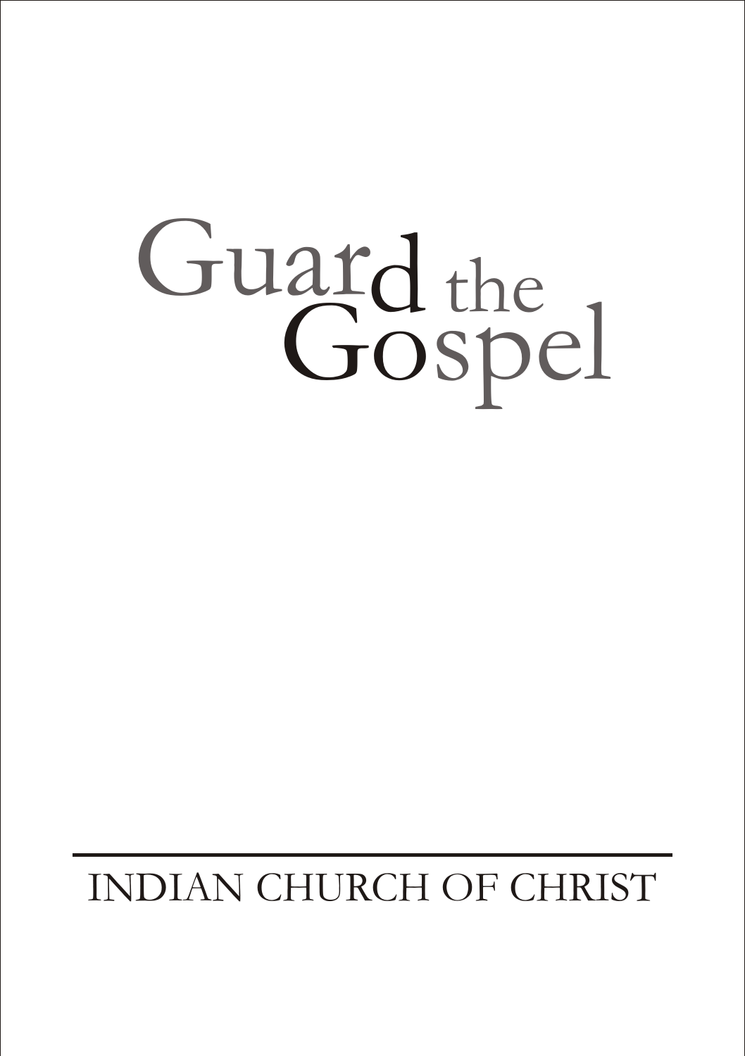# Guard the Gospel

INDIAN CHURCH OF CHRIST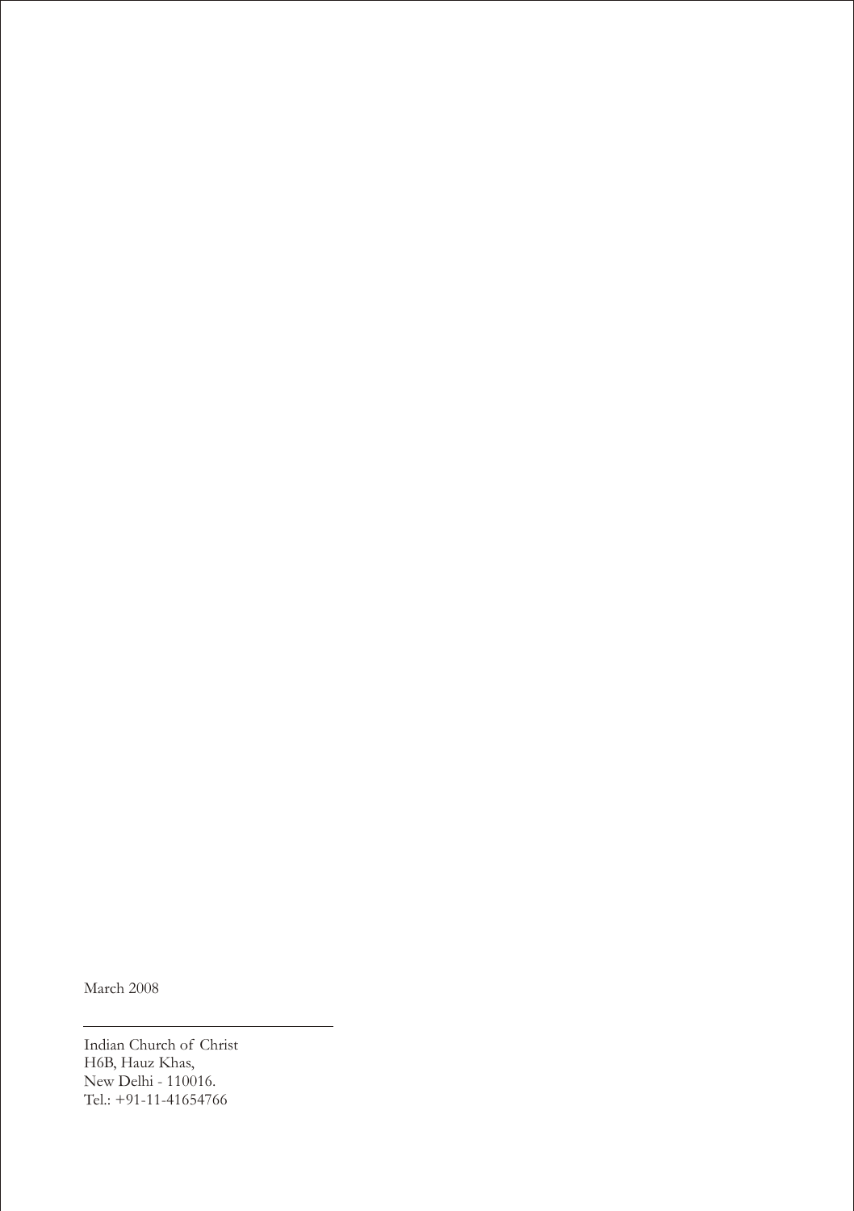March 2008

---

Indian Church of Christ
H6B, Hauz Khas,
New Delhi - 110016.
Tel.: +91-11-41654766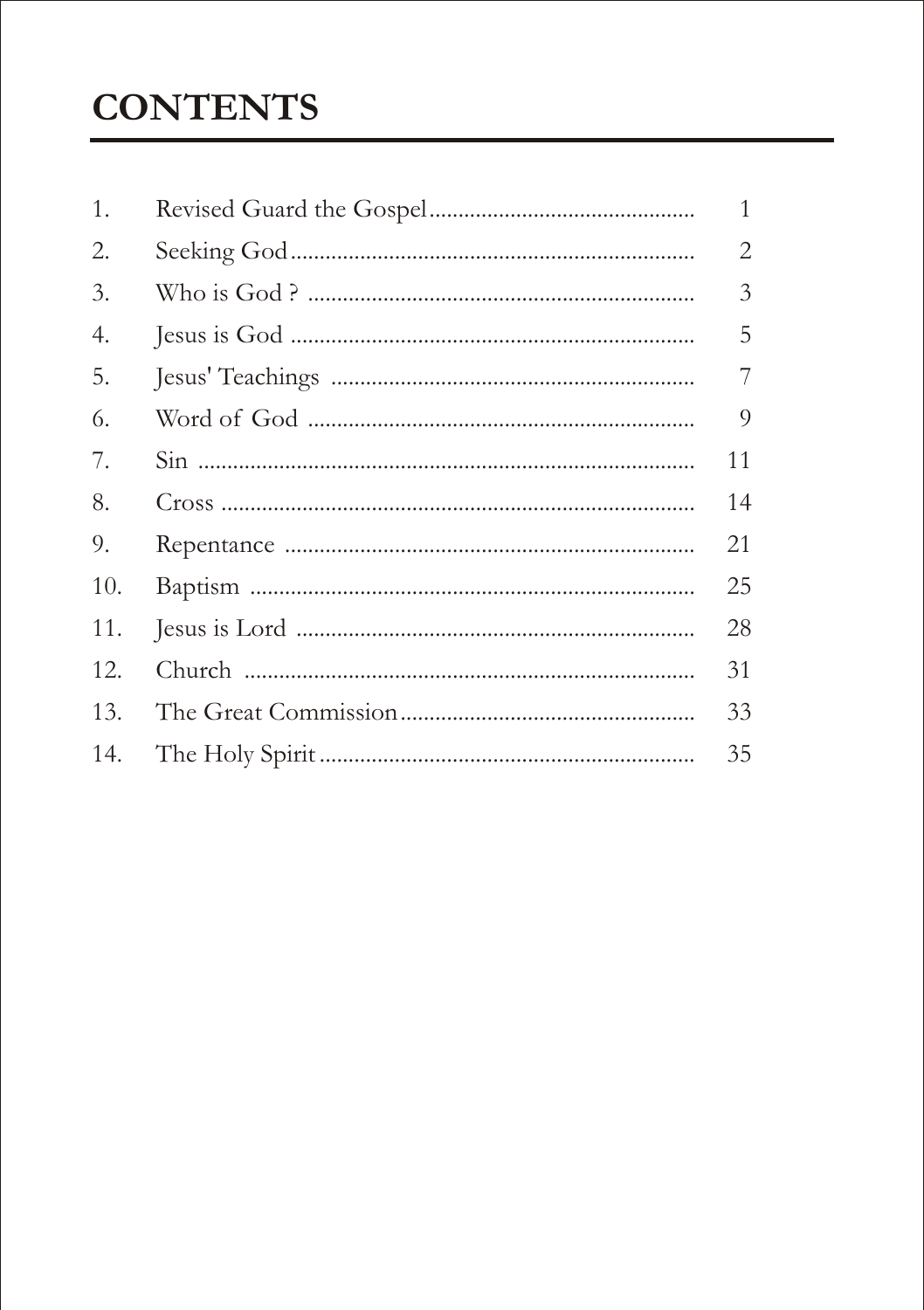# CONTENTS

| | | |
|---|---|---|
| 1. | Revised Guard the Gospel | 1 |
| 2. | Seeking God | 2 |
| 3. | Who is God ? | 3 |
| 4. | Jesus is God | 5 |
| 5. | Jesus' Teachings | 7 |
| 6. | Word of God | 9 |
| 7. | Sin | 11 |
| 8. | Cross | 14 |
| 9. | Repentance | 21 |
| 10. | Baptism | 25 |
| 11. | Jesus is Lord | 28 |
| 12. | Church | 31 |
| 13. | The Great Commission | 33 |
| 14. | The Holy Spirit | 35 |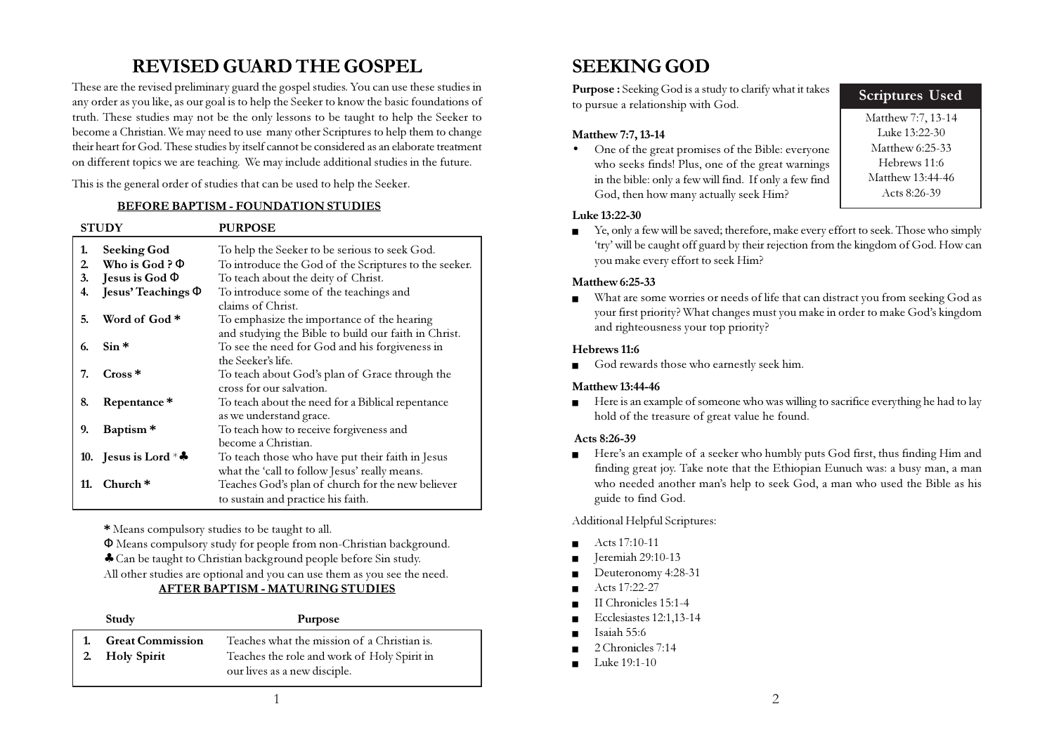# REVISED GUARD THE GOSPEL

These are the revised preliminary guard the gospel studies. You can use these studies in any order as you like, as our goal is to help the Seeker to know the basic foundations of truth. These studies may not be the only lessons to be taught to help the Seeker to become a Christian. We may need to use many other Scriptures to help them to change their heart for God. These studies by itself cannot be considered as an elaborate treatment on different topics we are teaching. We may include additional studies in the future.

This is the general order of studies that can be used to help the Seeker.

**BEFORE BAPTISM - FOUNDATION STUDIES**

| STUDY | PURPOSE |
|---|---|
| 1. **Seeking God** | To help the Seeker to be serious to seek God. |
| 2. **Who is God ? Φ** | To introduce the God of the Scriptures to the seeker. |
| 3. **Jesus is God Φ** | To teach about the deity of Christ. |
| 4. **Jesus' Teachings Φ** | To introduce some of the teachings and claims of Christ. |
| 5. **Word of God \*** | To emphasize the importance of the hearing and studying the Bible to build our faith in Christ. |
| 6. **Sin \*** | To see the need for God and his forgiveness in the Seeker's life. |
| 7. **Cross \*** | To teach about God's plan of Grace through the cross for our salvation. |
| 8. **Repentance \*** | To teach about the need for a Biblical repentance as we understand grace. |
| 9. **Baptism \*** | To teach how to receive forgiveness and become a Christian. |
| 10. **Jesus is Lord** * ♣ | To teach those who have put their faith in Jesus what the 'call to follow Jesus' really means. |
| 11. **Church \*** | Teaches God's plan of church for the new believer to sustain and practice his faith. |

**\*** Means compulsory studies to be taught to all.

Φ Means compulsory study for people from non-Christian background.

♣ Can be taught to Christian background people before Sin study.

All other studies are optional and you can use them as you see the need.

**AFTER BAPTISM - MATURING STUDIES**

| Study | Purpose |
|---|---|
| 1. **Great Commission** | Teaches what the mission of a Christian is. |
| 2. **Holy Spirit** | Teaches the role and work of Holy Spirit in our lives as a new disciple. |

# SEEKING GOD

**Purpose :** Seeking God is a study to clarify what it takes to pursue a relationship with God.

**Scriptures Used**

- Matthew 7:7, 13-14
- Luke 13:22-30
- Matthew 6:25-33
- Hebrews 11:6
- Matthew 13:44-46
- Acts 8:26-39

**Matthew 7:7, 13-14**

- One of the great promises of the Bible: everyone who seeks finds! Plus, one of the great warnings in the bible: only a few will find. If only a few find God, then how many actually seek Him?

**Luke 13:22-30**

- Ye, only a few will be saved; therefore, make every effort to seek. Those who simply 'try' will be caught off guard by their rejection from the kingdom of God. How can you make every effort to seek Him?

**Matthew 6:25-33**

- What are some worries or needs of life that can distract you from seeking God as your first priority? What changes must you make in order to make God's kingdom and righteousness your top priority?

**Hebrews 11:6**

- God rewards those who earnestly seek him.

**Matthew 13:44-46**

- Here is an example of someone who was willing to sacrifice everything he had to lay hold of the treasure of great value he found.

**Acts 8:26-39**

- Here's an example of a seeker who humbly puts God first, thus finding Him and finding great joy. Take note that the Ethiopian Eunuch was: a busy man, a man who needed another man's help to seek God, a man who used the Bible as his guide to find God.

Additional Helpful Scriptures:

- Acts 17:10-11
- Jeremiah 29:10-13
- Deuteronomy 4:28-31
- Acts 17:22-27
- II Chronicles 15:1-4
- Ecclesiastes 12:1,13-14
- Isaiah 55:6
- 2 Chronicles 7:14
- Luke 19:1-10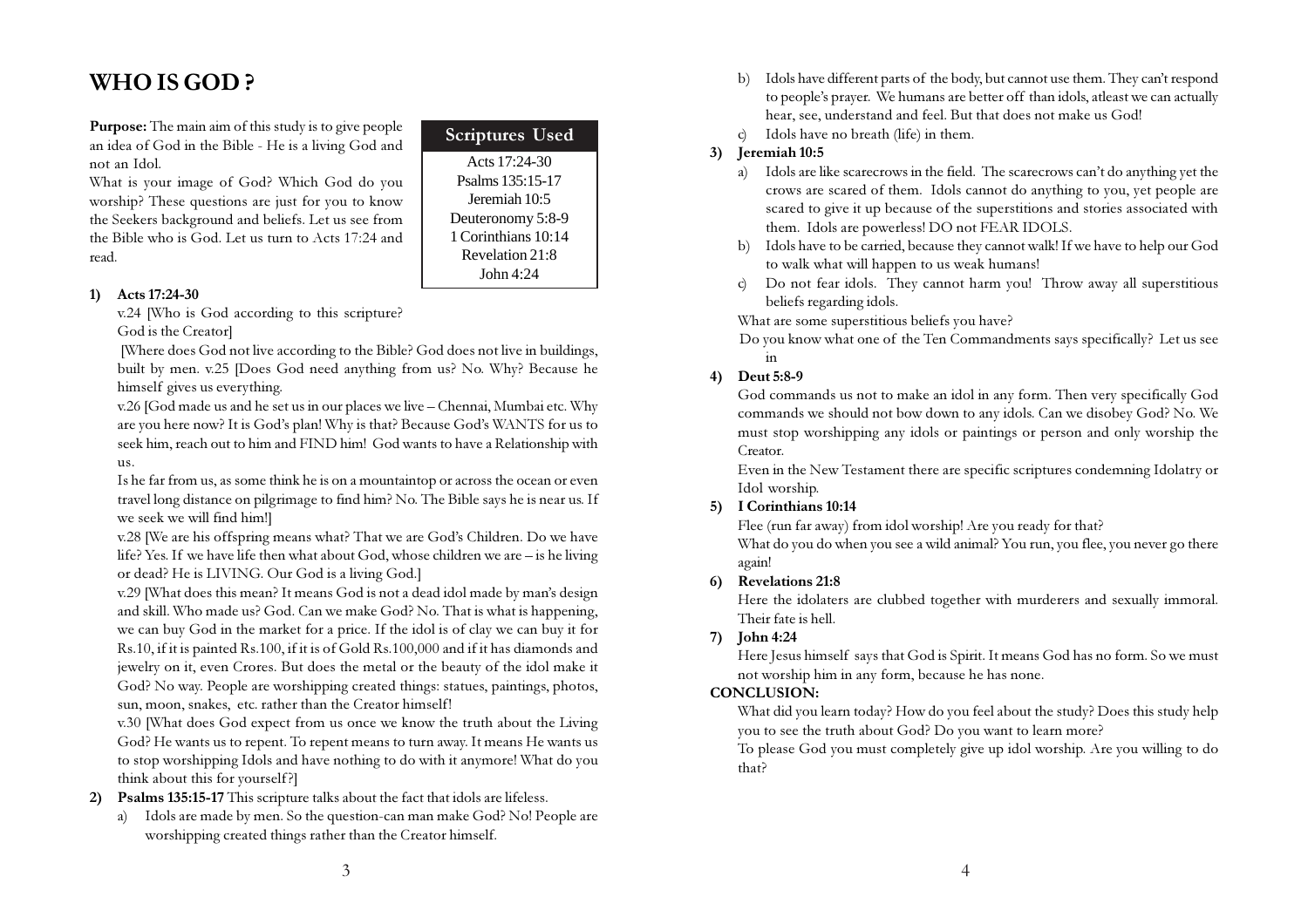# WHO IS GOD ?

**Purpose:** The main aim of this study is to give people an idea of God in the Bible - He is a living God and not an Idol.

What is your image of God? Which God do you worship? These questions are just for you to know the Seekers background and beliefs. Let us see from the Bible who is God. Let us turn to Acts 17:24 and read.

| Scriptures Used |
|---|
| Acts 17:24-30 |
| Psalms 135:15-17 |
| Jeremiah 10:5 |
| Deuteronomy 5:8-9 |
| 1 Corinthians 10:14 |
| Revelation 21:8 |
| John 4:24 |

1) **Acts 17:24-30**

   v.24 [Who is God according to this scripture? God is the Creator]

   [Where does God not live according to the Bible? God does not live in buildings, built by men. v.25 [Does God need anything from us? No. Why? Because he himself gives us everything.

   v.26 [God made us and he set us in our places we live – Chennai, Mumbai etc. Why are you here now? It is God's plan! Why is that? Because God's WANTS for us to seek him, reach out to him and FIND him! God wants to have a Relationship with us.

   Is he far from us, as some think he is on a mountaintop or across the ocean or even travel long distance on pilgrimage to find him? No. The Bible says he is near us. If we seek we will find him!]

   v.28 [We are his offspring means what? That we are God's Children. Do we have life? Yes. If we have life then what about God, whose children we are – is he living or dead? He is LIVING. Our God is a living God.]

   v.29 [What does this mean? It means God is not a dead idol made by man's design and skill. Who made us? God. Can we make God? No. That is what is happening, we can buy God in the market for a price. If the idol is of clay we can buy it for Rs.10, if it is painted Rs.100, if it is of Gold Rs.100,000 and if it has diamonds and jewelry on it, even Crores. But does the metal or the beauty of the idol make it God? No way. People are worshipping created things: statues, paintings, photos, sun, moon, snakes, etc. rather than the Creator himself!

   v.30 [What does God expect from us once we know the truth about the Living God? He wants us to repent. To repent means to turn away. It means He wants us to stop worshipping Idols and have nothing to do with it anymore! What do you think about this for yourself?]

2) **Psalms 135:15-17** This scripture talks about the fact that idols are lifeless.

   a) Idols are made by men. So the question-can man make God? No! People are worshipping created things rather than the Creator himself.

   b) Idols have different parts of the body, but cannot use them. They can't respond to people's prayer. We humans are better off than idols, atleast we can actually hear, see, understand and feel. But that does not make us God!

   c) Idols have no breath (life) in them.

3) **Jeremiah 10:5**

   a) Idols are like scarecrows in the field. The scarecrows can't do anything yet the crows are scared of them. Idols cannot do anything to you, yet people are scared to give it up because of the superstitions and stories associated with them. Idols are powerless! DO not FEAR IDOLS.

   b) Idols have to be carried, because they cannot walk! If we have to help our God to walk what will happen to us weak humans!

   c) Do not fear idols. They cannot harm you! Throw away all superstitious beliefs regarding idols.

   What are some superstitious beliefs you have?

   Do you know what one of the Ten Commandments says specifically? Let us see in

4) **Deut 5:8-9**

   God commands us not to make an idol in any form. Then very specifically God commands we should not bow down to any idols. Can we disobey God? No. We must stop worshipping any idols or paintings or person and only worship the Creator.

   Even in the New Testament there are specific scriptures condemning Idolatry or Idol worship.

5) **I Corinthians 10:14**

   Flee (run far away) from idol worship! Are you ready for that?

   What do you do when you see a wild animal? You run, you flee, you never go there again!

6) **Revelations 21:8**

   Here the idolaters are clubbed together with murderers and sexually immoral. Their fate is hell.

7) **John 4:24**

   Here Jesus himself says that God is Spirit. It means God has no form. So we must not worship him in any form, because he has none.

**CONCLUSION:**

What did you learn today? How do you feel about the study? Does this study help you to see the truth about God? Do you want to learn more?

To please God you must completely give up idol worship. Are you willing to do that?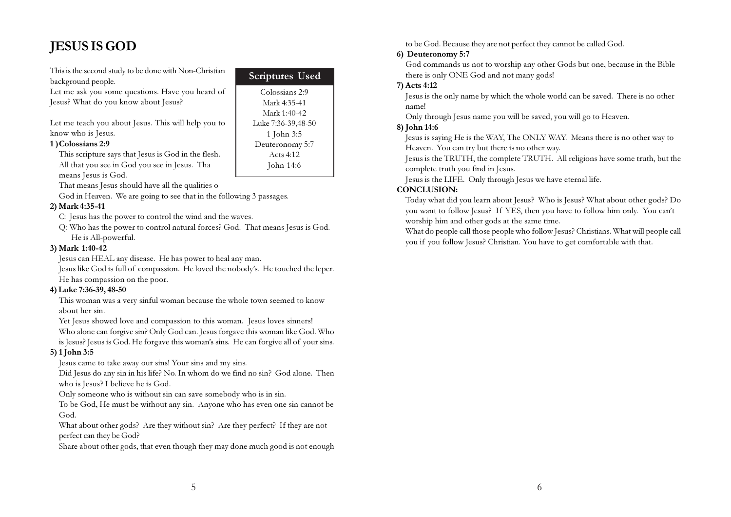# JESUS IS GOD

This is the second study to be done with Non-Christian background people.

Let me ask you some questions. Have you heard of Jesus? What do you know about Jesus?

Let me teach you about Jesus. This will help you to know who is Jesus.

| Scriptures Used |
|---|
| Colossians 2:9 |
| Mark 4:35-41 |
| Mark 1:40-42 |
| Luke 7:36-39,48-50 |
| 1 John 3:5 |
| Deuteronomy 5:7 |
| Acts 4:12 |
| John 14:6 |

**1 ) Colossians 2:9**

This scripture says that Jesus is God in the flesh. All that you see in God you see in Jesus. Tha means Jesus is God.

That means Jesus should have all the qualities o God in Heaven. We are going to see that in the following 3 passages.

**2) Mark 4:35-41**

C: Jesus has the power to control the wind and the waves.

Q: Who has the power to control natural forces? God. That means Jesus is God. He is All-powerful.

**3) Mark 1:40-42**

Jesus can HEAL any disease. He has power to heal any man.

Jesus like God is full of compassion. He loved the nobody's. He touched the leper. He has compassion on the poor.

**4) Luke 7:36-39, 48-50**

This woman was a very sinful woman because the whole town seemed to know about her sin.

Yet Jesus showed love and compassion to this woman. Jesus loves sinners!

Who alone can forgive sin? Only God can. Jesus forgave this woman like God. Who is Jesus? Jesus is God. He forgave this woman's sins. He can forgive all of your sins.

**5) 1 John 3:5**

Jesus came to take away our sins! Your sins and my sins.

Did Jesus do any sin in his life? No. In whom do we find no sin? God alone. Then who is Jesus? I believe he is God.

Only someone who is without sin can save somebody who is in sin.

To be God, He must be without any sin. Anyone who has even one sin cannot be God.

What about other gods? Are they without sin? Are they perfect? If they are not perfect can they be God?

Share about other gods, that even though they may done much good is not enough to be God. Because they are not perfect they cannot be called God.

**6) Deuteronomy 5:7**

God commands us not to worship any other Gods but one, because in the Bible there is only ONE God and not many gods!

**7) Acts 4:12**

Jesus is the only name by which the whole world can be saved. There is no other name!

Only through Jesus name you will be saved, you will go to Heaven.

**8) John 14:6**

Jesus is saying He is the WAY, The ONLY WAY. Means there is no other way to Heaven. You can try but there is no other way.

Jesus is the TRUTH, the complete TRUTH. All religions have some truth, but the complete truth you find in Jesus.

Jesus is the LIFE. Only through Jesus we have eternal life.

**CONCLUSION:**

Today what did you learn about Jesus? Who is Jesus? What about other gods? Do you want to follow Jesus? If YES, then you have to follow him only. You can't worship him and other gods at the same time.

What do people call those people who follow Jesus? Christians. What will people call you if you follow Jesus? Christian. You have to get comfortable with that.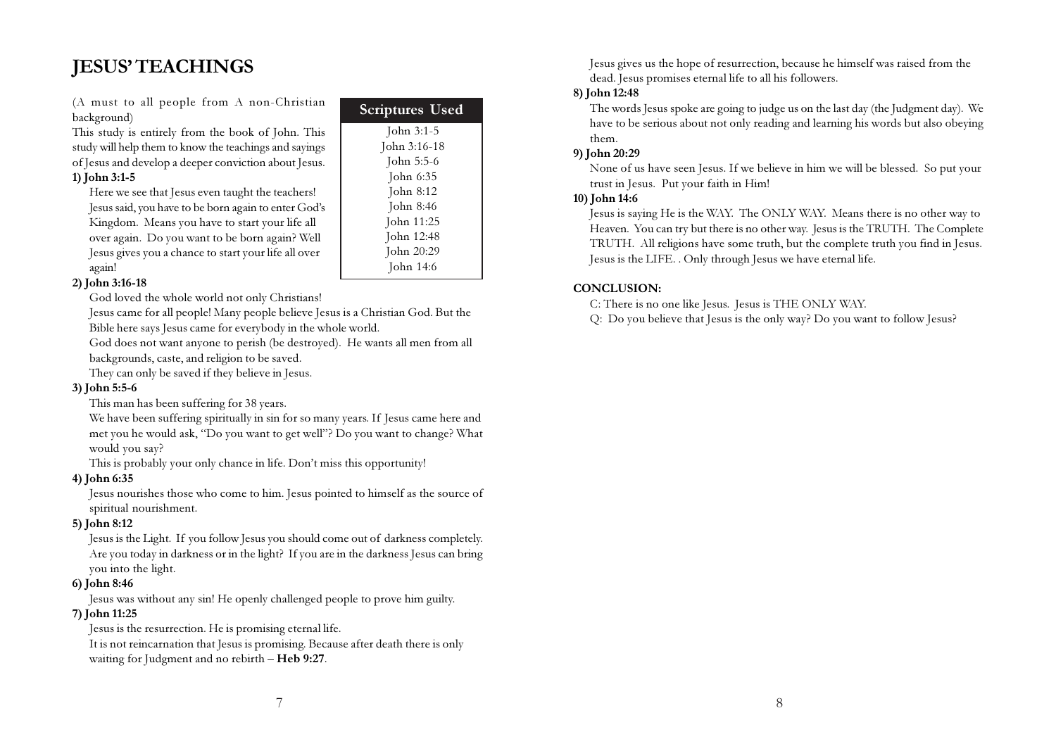# JESUS' TEACHINGS

(A must to all people from A non-Christian background)

This study is entirely from the book of John. This study will help them to know the teachings and sayings of Jesus and develop a deeper conviction about Jesus.

| Scriptures Used |
|---|
| John 3:1-5 |
| John 3:16-18 |
| John 5:5-6 |
| John 6:35 |
| John 8:12 |
| John 8:46 |
| John 11:25 |
| John 12:48 |
| John 20:29 |
| John 14:6 |

**1) John 3:1-5**

Here we see that Jesus even taught the teachers! Jesus said, you have to be born again to enter God's Kingdom. Means you have to start your life all over again. Do you want to be born again? Well Jesus gives you a chance to start your life all over again!

**2) John 3:16-18**

God loved the whole world not only Christians!

Jesus came for all people! Many people believe Jesus is a Christian God. But the Bible here says Jesus came for everybody in the whole world.

God does not want anyone to perish (be destroyed). He wants all men from all backgrounds, caste, and religion to be saved.

They can only be saved if they believe in Jesus.

**3) John 5:5-6**

This man has been suffering for 38 years.

We have been suffering spiritually in sin for so many years. If Jesus came here and met you he would ask, "Do you want to get well"? Do you want to change? What would you say?

This is probably your only chance in life. Don't miss this opportunity!

**4) John 6:35**

Jesus nourishes those who come to him. Jesus pointed to himself as the source of spiritual nourishment.

**5) John 8:12**

Jesus is the Light. If you follow Jesus you should come out of darkness completely. Are you today in darkness or in the light? If you are in the darkness Jesus can bring you into the light.

**6) John 8:46**

Jesus was without any sin! He openly challenged people to prove him guilty.

**7) John 11:25**

Jesus is the resurrection. He is promising eternal life.

It is not reincarnation that Jesus is promising. Because after death there is only waiting for Judgment and no rebirth – **Heb 9:27**.

Jesus gives us the hope of resurrection, because he himself was raised from the dead. Jesus promises eternal life to all his followers.

**8) John 12:48**

The words Jesus spoke are going to judge us on the last day (the Judgment day). We have to be serious about not only reading and learning his words but also obeying them.

**9) John 20:29**

None of us have seen Jesus. If we believe in him we will be blessed. So put your trust in Jesus. Put your faith in Him!

**10) John 14:6**

Jesus is saying He is the WAY. The ONLY WAY. Means there is no other way to Heaven. You can try but there is no other way. Jesus is the TRUTH. The Complete TRUTH. All religions have some truth, but the complete truth you find in Jesus. Jesus is the LIFE. . Only through Jesus we have eternal life.

**CONCLUSION:**

C: There is no one like Jesus. Jesus is THE ONLY WAY.

Q: Do you believe that Jesus is the only way? Do you want to follow Jesus?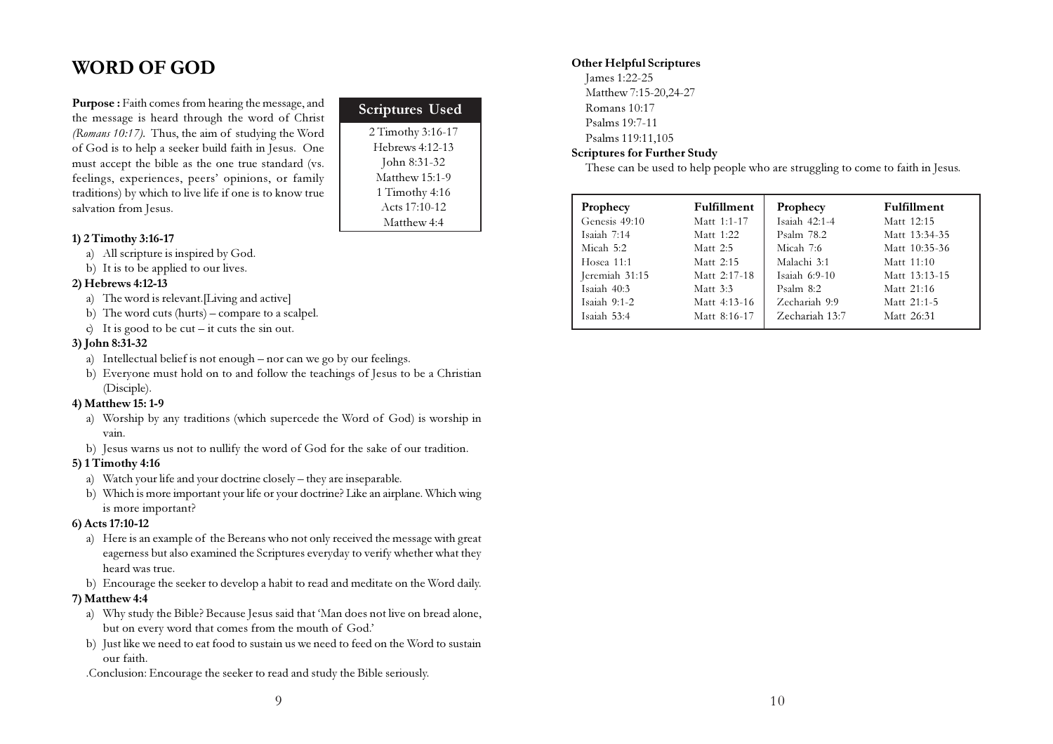# WORD OF GOD

**Purpose :** Faith comes from hearing the message, and the message is heard through the word of Christ *(Romans 10:17).* Thus, the aim of studying the Word of God is to help a seeker build faith in Jesus. One must accept the bible as the one true standard (vs. feelings, experiences, peers' opinions, or family traditions) by which to live life if one is to know true salvation from Jesus.

| Scriptures Used |
|---|
| 2 Timothy 3:16-17 |
| Hebrews 4:12-13 |
| John 8:31-32 |
| Matthew 15:1-9 |
| 1 Timothy 4:16 |
| Acts 17:10-12 |
| Matthew 4:4 |

**1) 2 Timothy 3:16-17**

a) All scripture is inspired by God.
b) It is to be applied to our lives.

**2) Hebrews 4:12-13**

a) The word is relevant.[Living and active]
b) The word cuts (hurts) – compare to a scalpel.
c) It is good to be cut – it cuts the sin out.

**3) John 8:31-32**

a) Intellectual belief is not enough – nor can we go by our feelings.
b) Everyone must hold on to and follow the teachings of Jesus to be a Christian (Disciple).

**4) Matthew 15: 1-9**

a) Worship by any traditions (which supercede the Word of God) is worship in vain.
b) Jesus warns us not to nullify the word of God for the sake of our tradition.

**5) 1 Timothy 4:16**

a) Watch your life and your doctrine closely – they are inseparable.
b) Which is more important your life or your doctrine? Like an airplane. Which wing is more important?

**6) Acts 17:10-12**

a) Here is an example of the Bereans who not only received the message with great eagerness but also examined the Scriptures everyday to verify whether what they heard was true.
b) Encourage the seeker to develop a habit to read and meditate on the Word daily.

**7) Matthew 4:4**

a) Why study the Bible? Because Jesus said that 'Man does not live on bread alone, but on every word that comes from the mouth of God.'
b) Just like we need to eat food to sustain us we need to feed on the Word to sustain our faith.

.Conclusion: Encourage the seeker to read and study the Bible seriously.

**Other Helpful Scriptures**

James 1:22-25
Matthew 7:15-20,24-27
Romans 10:17
Psalms 19:7-11
Psalms 119:11,105

**Scriptures for Further Study**

These can be used to help people who are struggling to come to faith in Jesus.

| Prophecy | Fulfillment | Prophecy | Fulfillment |
|---|---|---|---|
| Genesis 49:10 | Matt 1:1-17 | Isaiah 42:1-4 | Matt 12:15 |
| Isaiah 7:14 | Matt 1:22 | Psalm 78.2 | Matt 13:34-35 |
| Micah 5:2 | Matt 2:5 | Micah 7:6 | Matt 10:35-36 |
| Hosea 11:1 | Matt 2:15 | Malachi 3:1 | Matt 11:10 |
| Jeremiah 31:15 | Matt 2:17-18 | Isaiah 6:9-10 | Matt 13:13-15 |
| Isaiah 40:3 | Matt 3:3 | Psalm 8:2 | Matt 21:16 |
| Isaiah 9:1-2 | Matt 4:13-16 | Zechariah 9:9 | Matt 21:1-5 |
| Isaiah 53:4 | Matt 8:16-17 | Zechariah 13:7 | Matt 26:31 |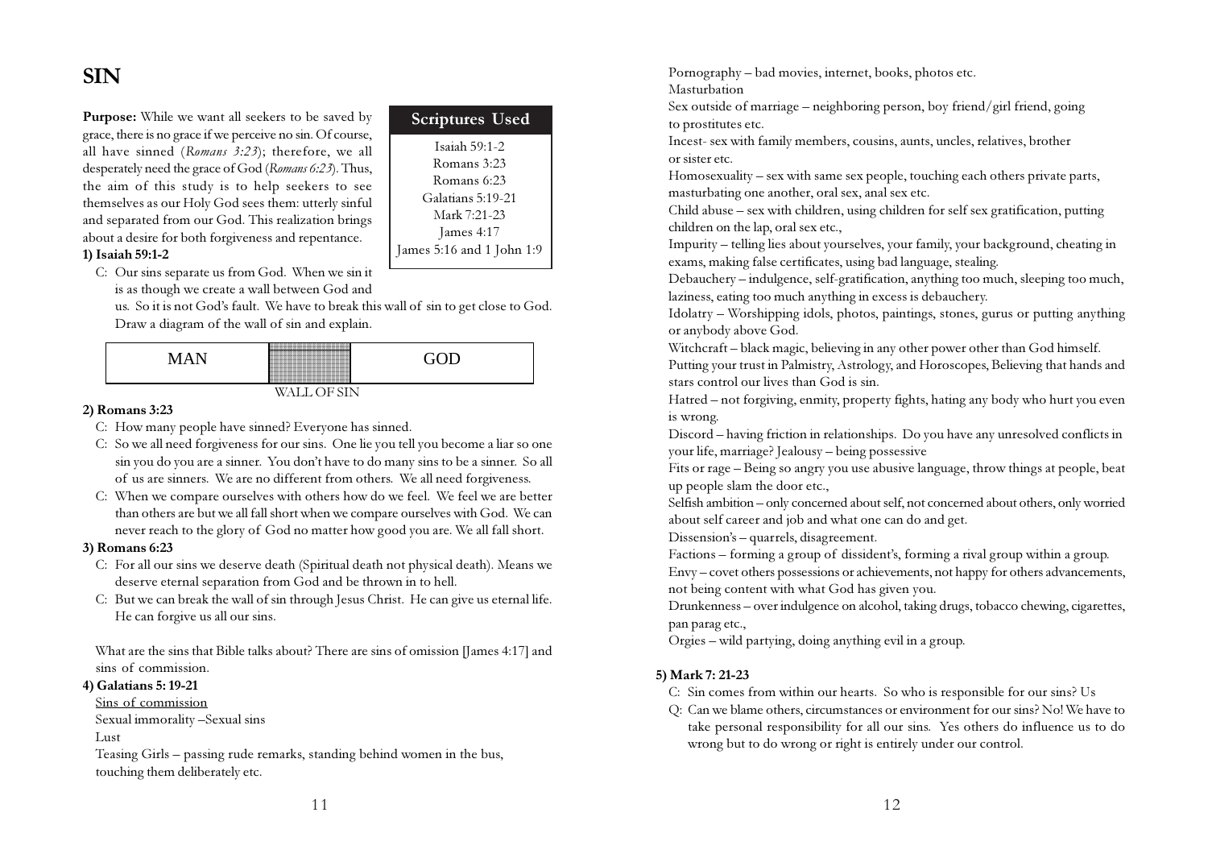# SIN

**Purpose:** While we want all seekers to be saved by grace, there is no grace if we perceive no sin. Of course, all have sinned (*Romans 3:23*); therefore, we all desperately need the grace of God (*Romans 6:23*). Thus, the aim of this study is to help seekers to see themselves as our Holy God sees them: utterly sinful and separated from our God. This realization brings about a desire for both forgiveness and repentance.

| Scriptures Used |
|---|
| Isaiah 59:1-2 |
| Romans 3:23 |
| Romans 6:23 |
| Galatians 5:19-21 |
| Mark 7:21-23 |
| James 4:17 |
| James 5:16 and 1 John 1:9 |

**1) Isaiah 59:1-2**

C: Our sins separate us from God. When we sin it is as though we create a wall between God and us. So it is not God's fault. We have to break this wall of sin to get close to God. Draw a diagram of the wall of sin and explain.

| MAN | | GOD |
|---|---|---|

WALL OF SIN

**2) Romans 3:23**

C: How many people have sinned? Everyone has sinned.

C: So we all need forgiveness for our sins. One lie you tell you become a liar so one sin you do you are a sinner. You don't have to do many sins to be a sinner. So all of us are sinners. We are no different from others. We all need forgiveness.

C: When we compare ourselves with others how do we feel. We feel we are better than others are but we all fall short when we compare ourselves with God. We can never reach to the glory of God no matter how good you are. We all fall short.

**3) Romans 6:23**

C: For all our sins we deserve death (Spiritual death not physical death). Means we deserve eternal separation from God and be thrown in to hell.

C: But we can break the wall of sin through Jesus Christ. He can give us eternal life. He can forgive us all our sins.

What are the sins that Bible talks about? There are sins of omission [James 4:17] and sins of commission.

**4) Galatians 5: 19-21**

<u>Sins of commission</u>

Sexual immorality –Sexual sins

Lust

Teasing Girls – passing rude remarks, standing behind women in the bus, touching them deliberately etc.

Pornography – bad movies, internet, books, photos etc.

Masturbation

Sex outside of marriage – neighboring person, boy friend/girl friend, going to prostitutes etc.

Incest- sex with family members, cousins, aunts, uncles, relatives, brother or sister etc.

Homosexuality – sex with same sex people, touching each others private parts, masturbating one another, oral sex, anal sex etc.

Child abuse – sex with children, using children for self sex gratification, putting children on the lap, oral sex etc.,

Impurity – telling lies about yourselves, your family, your background, cheating in exams, making false certificates, using bad language, stealing.

Debauchery – indulgence, self-gratification, anything too much, sleeping too much, laziness, eating too much anything in excess is debauchery.

Idolatry – Worshipping idols, photos, paintings, stones, gurus or putting anything or anybody above God.

Witchcraft – black magic, believing in any other power other than God himself. Putting your trust in Palmistry, Astrology, and Horoscopes, Believing that hands and stars control our lives than God is sin.

Hatred – not forgiving, enmity, property fights, hating any body who hurt you even is wrong.

Discord – having friction in relationships. Do you have any unresolved conflicts in your life, marriage? Jealousy – being possessive

Fits or rage – Being so angry you use abusive language, throw things at people, beat up people slam the door etc.,

Selfish ambition – only concerned about self, not concerned about others, only worried about self career and job and what one can do and get.

Dissension's – quarrels, disagreement.

Factions – forming a group of dissident's, forming a rival group within a group.

Envy – covet others possessions or achievements, not happy for others advancements, not being content with what God has given you.

Drunkenness – over indulgence on alcohol, taking drugs, tobacco chewing, cigarettes, pan parag etc.,

Orgies – wild partying, doing anything evil in a group.

**5) Mark 7: 21-23**

C: Sin comes from within our hearts. So who is responsible for our sins? Us

Q: Can we blame others, circumstances or environment for our sins? No! We have to take personal responsibility for all our sins. Yes others do influence us to do wrong but to do wrong or right is entirely under our control.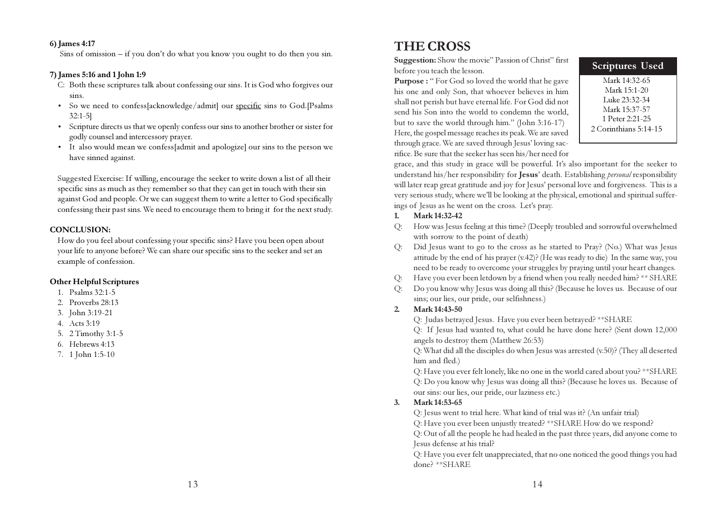**6) James 4:17**

Sins of omission – if you don't do what you know you ought to do then you sin.

**7) James 5:16 and 1 John 1:9**

C: Both these scriptures talk about confessing our sins. It is God who forgives our sins.

- So we need to confess[acknowledge/admit] our <u>specific</u> sins to God.[Psalms 32:1-5]
- Scripture directs us that we openly confess our sins to another brother or sister for godly counsel and intercessory prayer.
- It also would mean we confess[admit and apologize] our sins to the person we have sinned against.

Suggested Exercise: If willing, encourage the seeker to write down a list of all their specific sins as much as they remember so that they can get in touch with their sin against God and people. Or we can suggest them to write a letter to God specifically confessing their past sins. We need to encourage them to bring it for the next study.

**CONCLUSION:**

How do you feel about confessing your specific sins? Have you been open about your life to anyone before? We can share our specific sins to the seeker and set an example of confession.

**Other Helpful Scriptures**

1. Psalms 32:1-5
2. Proverbs 28:13
3. John 3:19-21
4. Acts 3:19
5. 2 Timothy 3:1-5
6. Hebrews 4:13
7. 1 John 1:5-10

# THE CROSS

**Scriptures Used**

Mark 14:32-65
Mark 15:1-20
Luke 23:32-34
Mark 15:37-57
1 Peter 2:21-25
2 Corinthians 5:14-15

**Suggestion:** Show the movie" Passion of Christ" first before you teach the lesson.

**Purpose :** " For God so loved the world that he gave his one and only Son, that whoever believes in him shall not perish but have eternal life. For God did not send his Son into the world to condemn the world, but to save the world through him." (John 3:16-17) Here, the gospel message reaches its peak. We are saved through grace. We are saved through Jesus' loving sacrifice. Be sure that the seeker has seen his/her need for grace, and this study in grace will be powerful. It's also important for the seeker to understand his/her responsibility for **Jesus**' death. Establishing *personal* responsibility will later reap great gratitude and joy for Jesus' personal love and forgiveness. This is a very serious study, where we'll be looking at the physical, emotional and spiritual sufferings of Jesus as he went on the cross. Let's pray.

**1. Mark 14:32-42**

Q: How was Jesus feeling at this time? (Deeply troubled and sorrowful overwhelmed with sorrow to the point of death)

Q: Did Jesus want to go to the cross as he started to Pray? (No.) What was Jesus attitude by the end of his prayer (v.42)? (He was ready to die) In the same way, you need to be ready to overcome your struggles by praying until your heart changes.

Q: Have you ever been letdown by a friend when you really needed him? ** SHARE

Q: Do you know why Jesus was doing all this? (Because he loves us. Because of our sins; our lies, our pride, our selfishness.)

**2. Mark 14:43-50**

Q: Judas betrayed Jesus. Have you ever been betrayed? **SHARE

Q: If Jesus had wanted to, what could he have done here? (Sent down 12,000 angels to destroy them (Matthew 26:53)

Q: What did all the disciples do when Jesus was arrested (v.50)? (They all deserted him and fled.)

Q: Have you ever felt lonely, like no one in the world cared about you? **SHARE

Q: Do you know why Jesus was doing all this? (Because he loves us. Because of our sins: our lies, our pride, our laziness etc.)

**3. Mark 14:53-65**

Q: Jesus went to trial here. What kind of trial was it? (An unfair trial)

Q: Have you ever been unjustly treated? **SHARE How do we respond?

Q: Out of all the people he had healed in the past three years, did anyone come to Jesus defense at his trial?

Q: Have you ever felt unappreciated, that no one noticed the good things you had done? **SHARE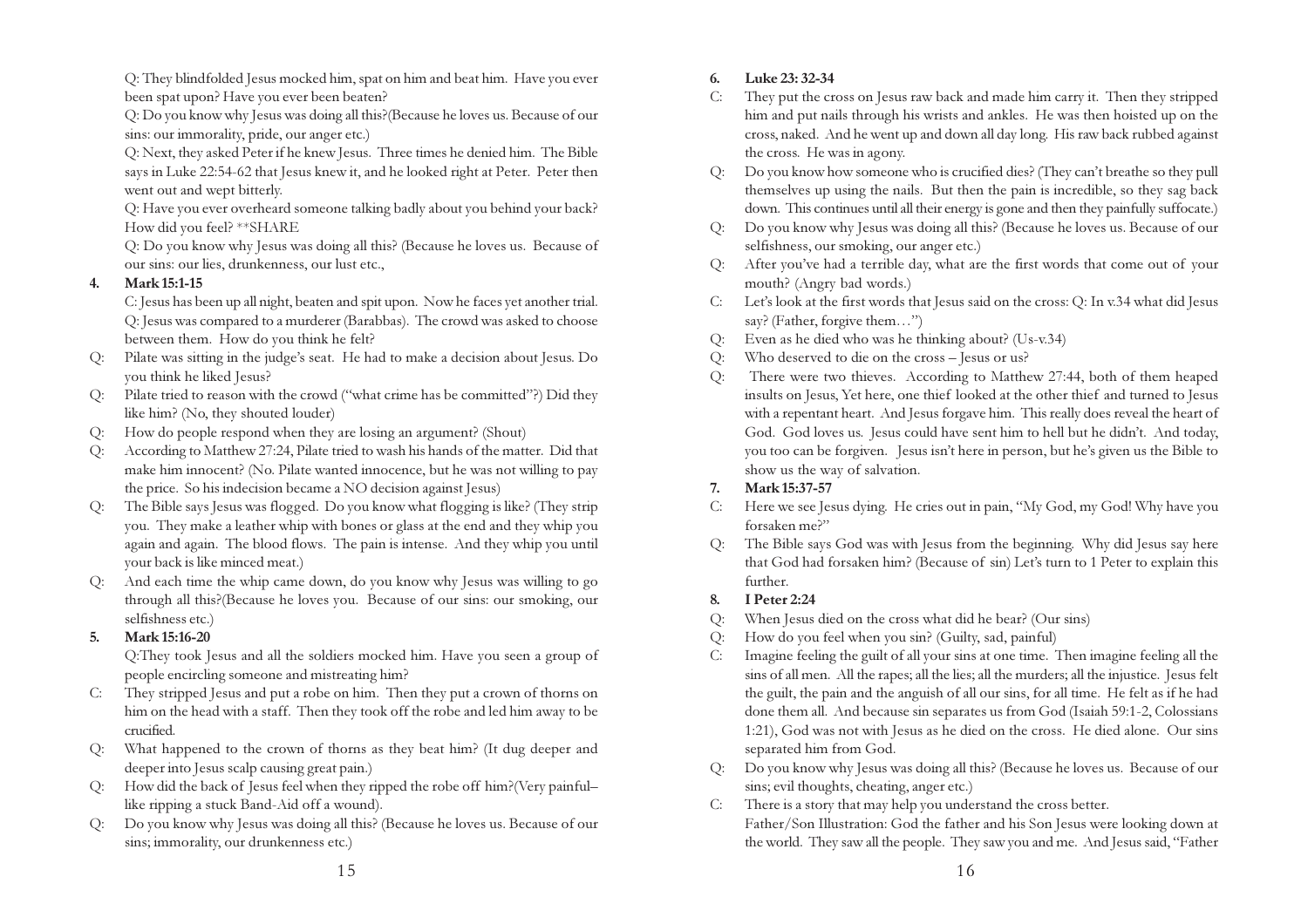Q: They blindfolded Jesus mocked him, spat on him and beat him. Have you ever been spat upon? Have you ever been beaten?

Q: Do you know why Jesus was doing all this?(Because he loves us. Because of our sins: our immorality, pride, our anger etc.)

Q: Next, they asked Peter if he knew Jesus. Three times he denied him. The Bible says in Luke 22:54-62 that Jesus knew it, and he looked right at Peter. Peter then went out and wept bitterly.

Q: Have you ever overheard someone talking badly about you behind your back? How did you feel? **SHARE

Q: Do you know why Jesus was doing all this? (Because he loves us. Because of our sins: our lies, drunkenness, our lust etc.,

**4. Mark 15:1-15**

C: Jesus has been up all night, beaten and spit upon. Now he faces yet another trial. Q: Jesus was compared to a murderer (Barabbas). The crowd was asked to choose between them. How do you think he felt?

Q: Pilate was sitting in the judge's seat. He had to make a decision about Jesus. Do you think he liked Jesus?

Q: Pilate tried to reason with the crowd ("what crime has be committed"?) Did they like him? (No, they shouted louder)

Q: How do people respond when they are losing an argument? (Shout)

Q: According to Matthew 27:24, Pilate tried to wash his hands of the matter. Did that make him innocent? (No. Pilate wanted innocence, but he was not willing to pay the price. So his indecision became a NO decision against Jesus)

Q: The Bible says Jesus was flogged. Do you know what flogging is like? (They strip you. They make a leather whip with bones or glass at the end and they whip you again and again. The blood flows. The pain is intense. And they whip you until your back is like minced meat.)

Q: And each time the whip came down, do you know why Jesus was willing to go through all this?(Because he loves you. Because of our sins: our smoking, our selfishness etc.)

**5. Mark 15:16-20**

Q:They took Jesus and all the soldiers mocked him. Have you seen a group of people encircling someone and mistreating him?

C: They stripped Jesus and put a robe on him. Then they put a crown of thorns on him on the head with a staff. Then they took off the robe and led him away to be crucified.

Q: What happened to the crown of thorns as they beat him? (It dug deeper and deeper into Jesus scalp causing great pain.)

Q: How did the back of Jesus feel when they ripped the robe off him?(Very painful– like ripping a stuck Band-Aid off a wound).

Q: Do you know why Jesus was doing all this? (Because he loves us. Because of our sins; immorality, our drunkenness etc.)

**6. Luke 23: 32-34**

C: They put the cross on Jesus raw back and made him carry it. Then they stripped him and put nails through his wrists and ankles. He was then hoisted up on the cross, naked. And he went up and down all day long. His raw back rubbed against the cross. He was in agony.

Q: Do you know how someone who is crucified dies? (They can't breathe so they pull themselves up using the nails. But then the pain is incredible, so they sag back down. This continues until all their energy is gone and then they painfully suffocate.)

Q: Do you know why Jesus was doing all this? (Because he loves us. Because of our selfishness, our smoking, our anger etc.)

Q: After you've had a terrible day, what are the first words that come out of your mouth? (Angry bad words.)

C: Let's look at the first words that Jesus said on the cross: Q: In v.34 what did Jesus say? (Father, forgive them…")

Q: Even as he died who was he thinking about? (Us-v.34)

Q: Who deserved to die on the cross – Jesus or us?

Q: There were two thieves. According to Matthew 27:44, both of them heaped insults on Jesus, Yet here, one thief looked at the other thief and turned to Jesus with a repentant heart. And Jesus forgave him. This really does reveal the heart of God. God loves us. Jesus could have sent him to hell but he didn't. And today, you too can be forgiven. Jesus isn't here in person, but he's given us the Bible to show us the way of salvation.

**7. Mark 15:37-57**

C: Here we see Jesus dying. He cries out in pain, "My God, my God! Why have you forsaken me?"

Q: The Bible says God was with Jesus from the beginning. Why did Jesus say here that God had forsaken him? (Because of sin) Let's turn to 1 Peter to explain this further.

**8. I Peter 2:24**

Q: When Jesus died on the cross what did he bear? (Our sins)

Q: How do you feel when you sin? (Guilty, sad, painful)

C: Imagine feeling the guilt of all your sins at one time. Then imagine feeling all the sins of all men. All the rapes; all the lies; all the murders; all the injustice. Jesus felt the guilt, the pain and the anguish of all our sins, for all time. He felt as if he had done them all. And because sin separates us from God (Isaiah 59:1-2, Colossians 1:21), God was not with Jesus as he died on the cross. He died alone. Our sins separated him from God.

Q: Do you know why Jesus was doing all this? (Because he loves us. Because of our sins; evil thoughts, cheating, anger etc.)

C: There is a story that may help you understand the cross better.

Father/Son Illustration: God the father and his Son Jesus were looking down at the world. They saw all the people. They saw you and me. And Jesus said, "Father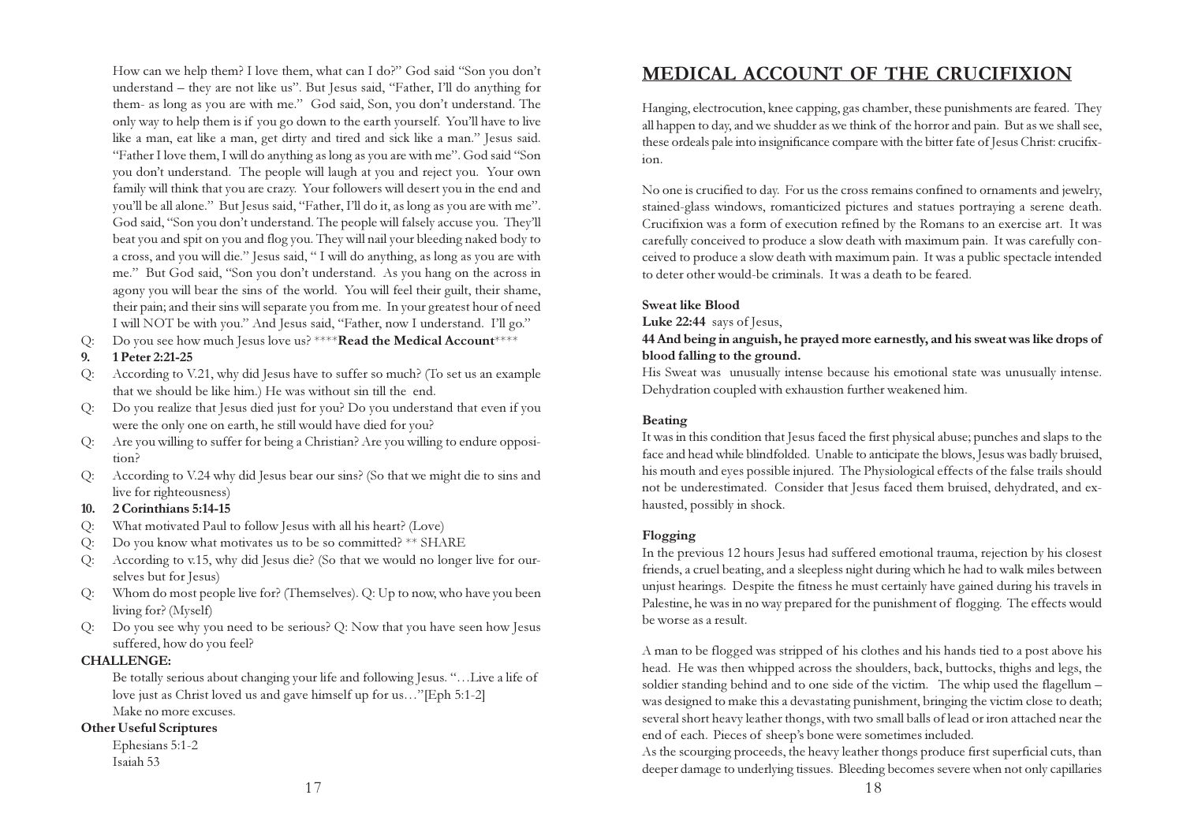How can we help them? I love them, what can I do?" God said "Son you don't understand – they are not like us". But Jesus said, "Father, I'll do anything for them- as long as you are with me." God said, Son, you don't understand. The only way to help them is if you go down to the earth yourself. You'll have to live like a man, eat like a man, get dirty and tired and sick like a man." Jesus said. "Father I love them, I will do anything as long as you are with me". God said "Son you don't understand. The people will laugh at you and reject you. Your own family will think that you are crazy. Your followers will desert you in the end and you'll be all alone." But Jesus said, "Father, I'll do it, as long as you are with me". God said, "Son you don't understand. The people will falsely accuse you. They'll beat you and spit on you and flog you. They will nail your bleeding naked body to a cross, and you will die." Jesus said, " I will do anything, as long as you are with me." But God said, "Son you don't understand. As you hang on the across in agony you will bear the sins of the world. You will feel their guilt, their shame, their pain; and their sins will separate you from me. In your greatest hour of need I will NOT be with you." And Jesus said, "Father, now I understand. I'll go."

Q: Do you see how much Jesus love us? ****Read the Medical Account****

**9. 1 Peter 2:21-25**

Q: According to V.21, why did Jesus have to suffer so much? (To set us an example that we should be like him.) He was without sin till the end.

Q: Do you realize that Jesus died just for you? Do you understand that even if you were the only one on earth, he still would have died for you?

Q: Are you willing to suffer for being a Christian? Are you willing to endure opposition?

Q: According to V.24 why did Jesus bear our sins? (So that we might die to sins and live for righteousness)

**10. 2 Corinthians 5:14-15**

Q: What motivated Paul to follow Jesus with all his heart? (Love)

Q: Do you know what motivates us to be so committed? ** SHARE

Q: According to v.15, why did Jesus die? (So that we would no longer live for ourselves but for Jesus)

Q: Whom do most people live for? (Themselves). Q: Up to now, who have you been living for? (Myself)

Q: Do you see why you need to be serious? Q: Now that you have seen how Jesus suffered, how do you feel?

**CHALLENGE:**

Be totally serious about changing your life and following Jesus. "…Live a life of love just as Christ loved us and gave himself up for us…"[Eph 5:1-2]
Make no more excuses.

**Other Useful Scriptures**

Ephesians 5:1-2
Isaiah 53

## MEDICAL ACCOUNT OF THE CRUCIFIXION

Hanging, electrocution, knee capping, gas chamber, these punishments are feared. They all happen to day, and we shudder as we think of the horror and pain. But as we shall see, these ordeals pale into insignificance compare with the bitter fate of Jesus Christ: crucifixion.

No one is crucified to day. For us the cross remains confined to ornaments and jewelry, stained-glass windows, romanticized pictures and statues portraying a serene death. Crucifixion was a form of execution refined by the Romans to an exercise art. It was carefully conceived to produce a slow death with maximum pain. It was carefully conceived to produce a slow death with maximum pain. It was a public spectacle intended to deter other would-be criminals. It was a death to be feared.

**Sweat like Blood**

**Luke 22:44** says of Jesus,

**44 And being in anguish, he prayed more earnestly, and his sweat was like drops of blood falling to the ground.**

His Sweat was unusually intense because his emotional state was unusually intense. Dehydration coupled with exhaustion further weakened him.

**Beating**

It was in this condition that Jesus faced the first physical abuse; punches and slaps to the face and head while blindfolded. Unable to anticipate the blows, Jesus was badly bruised, his mouth and eyes possible injured. The Physiological effects of the false trails should not be underestimated. Consider that Jesus faced them bruised, dehydrated, and exhausted, possibly in shock.

**Flogging**

In the previous 12 hours Jesus had suffered emotional trauma, rejection by his closest friends, a cruel beating, and a sleepless night during which he had to walk miles between unjust hearings. Despite the fitness he must certainly have gained during his travels in Palestine, he was in no way prepared for the punishment of flogging. The effects would be worse as a result.

A man to be flogged was stripped of his clothes and his hands tied to a post above his head. He was then whipped across the shoulders, back, buttocks, thighs and legs, the soldier standing behind and to one side of the victim. The whip used the flagellum – was designed to make this a devastating punishment, bringing the victim close to death; several short heavy leather thongs, with two small balls of lead or iron attached near the end of each. Pieces of sheep's bone were sometimes included.

As the scourging proceeds, the heavy leather thongs produce first superficial cuts, than deeper damage to underlying tissues. Bleeding becomes severe when not only capillaries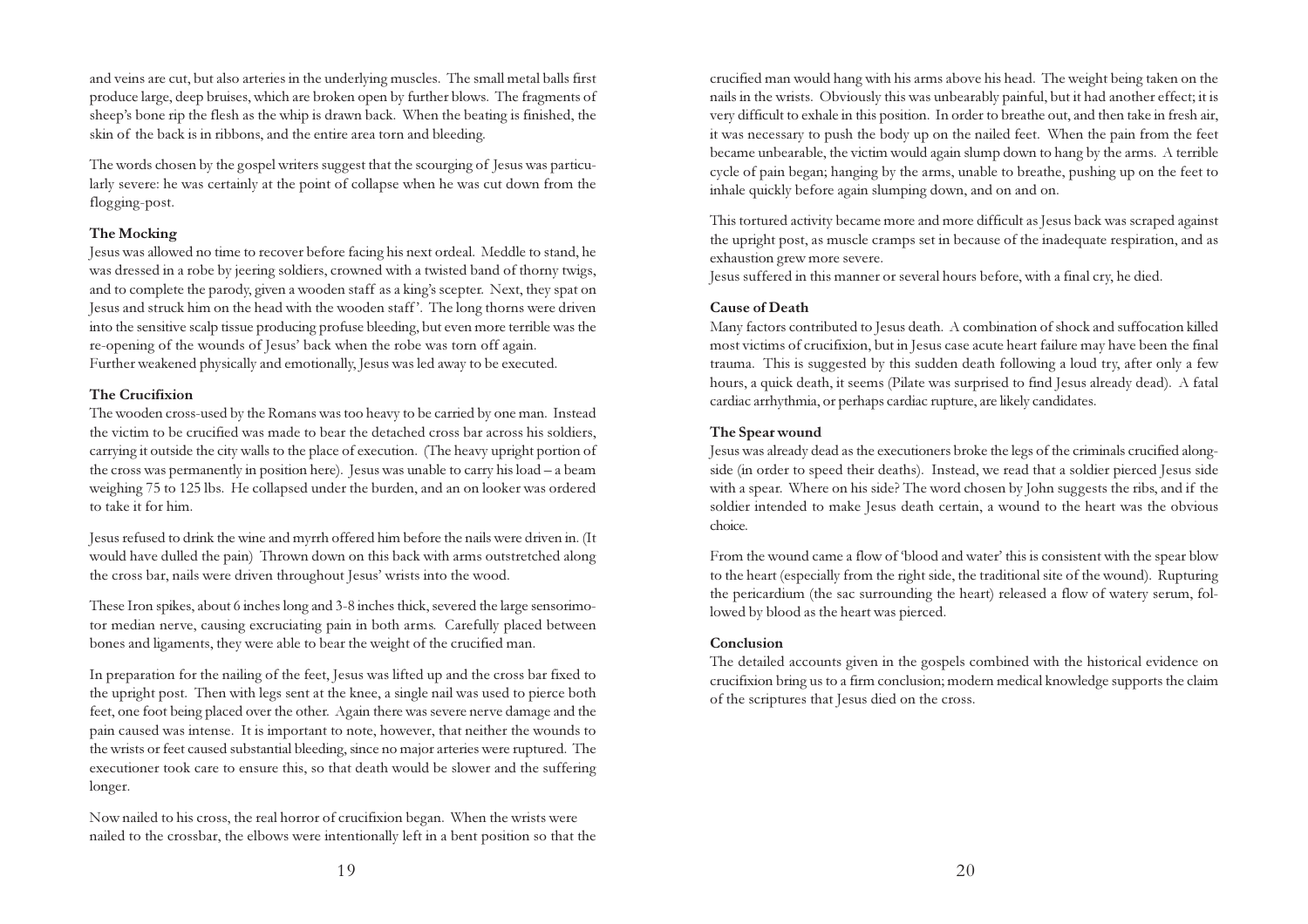and veins are cut, but also arteries in the underlying muscles. The small metal balls first produce large, deep bruises, which are broken open by further blows. The fragments of sheep's bone rip the flesh as the whip is drawn back. When the beating is finished, the skin of the back is in ribbons, and the entire area torn and bleeding.

The words chosen by the gospel writers suggest that the scourging of Jesus was particularly severe: he was certainly at the point of collapse when he was cut down from the flogging-post.

**The Mocking**

Jesus was allowed no time to recover before facing his next ordeal. Meddle to stand, he was dressed in a robe by jeering soldiers, crowned with a twisted band of thorny twigs, and to complete the parody, given a wooden staff as a king's scepter. Next, they spat on Jesus and struck him on the head with the wooden staff'. The long thorns were driven into the sensitive scalp tissue producing profuse bleeding, but even more terrible was the re-opening of the wounds of Jesus' back when the robe was torn off again.
Further weakened physically and emotionally, Jesus was led away to be executed.

**The Crucifixion**

The wooden cross-used by the Romans was too heavy to be carried by one man. Instead the victim to be crucified was made to bear the detached cross bar across his soldiers, carrying it outside the city walls to the place of execution. (The heavy upright portion of the cross was permanently in position here). Jesus was unable to carry his load – a beam weighing 75 to 125 lbs. He collapsed under the burden, and an on looker was ordered to take it for him.

Jesus refused to drink the wine and myrrh offered him before the nails were driven in. (It would have dulled the pain) Thrown down on this back with arms outstretched along the cross bar, nails were driven throughout Jesus' wrists into the wood.

These Iron spikes, about 6 inches long and 3-8 inches thick, severed the large sensorimotor median nerve, causing excruciating pain in both arms. Carefully placed between bones and ligaments, they were able to bear the weight of the crucified man.

In preparation for the nailing of the feet, Jesus was lifted up and the cross bar fixed to the upright post. Then with legs sent at the knee, a single nail was used to pierce both feet, one foot being placed over the other. Again there was severe nerve damage and the pain caused was intense. It is important to note, however, that neither the wounds to the wrists or feet caused substantial bleeding, since no major arteries were ruptured. The executioner took care to ensure this, so that death would be slower and the suffering longer.

Now nailed to his cross, the real horror of crucifixion began. When the wrists were nailed to the crossbar, the elbows were intentionally left in a bent position so that the crucified man would hang with his arms above his head. The weight being taken on the nails in the wrists. Obviously this was unbearably painful, but it had another effect; it is very difficult to exhale in this position. In order to breathe out, and then take in fresh air, it was necessary to push the body up on the nailed feet. When the pain from the feet became unbearable, the victim would again slump down to hang by the arms. A terrible cycle of pain began; hanging by the arms, unable to breathe, pushing up on the feet to inhale quickly before again slumping down, and on and on.

This tortured activity became more and more difficult as Jesus back was scraped against the upright post, as muscle cramps set in because of the inadequate respiration, and as exhaustion grew more severe.
Jesus suffered in this manner or several hours before, with a final cry, he died.

**Cause of Death**

Many factors contributed to Jesus death. A combination of shock and suffocation killed most victims of crucifixion, but in Jesus case acute heart failure may have been the final trauma. This is suggested by this sudden death following a loud try, after only a few hours, a quick death, it seems (Pilate was surprised to find Jesus already dead). A fatal cardiac arrhythmia, or perhaps cardiac rupture, are likely candidates.

**The Spear wound**

Jesus was already dead as the executioners broke the legs of the criminals crucified alongside (in order to speed their deaths). Instead, we read that a soldier pierced Jesus side with a spear. Where on his side? The word chosen by John suggests the ribs, and if the soldier intended to make Jesus death certain, a wound to the heart was the obvious choice.

From the wound came a flow of 'blood and water' this is consistent with the spear blow to the heart (especially from the right side, the traditional site of the wound). Rupturing the pericardium (the sac surrounding the heart) released a flow of watery serum, followed by blood as the heart was pierced.

**Conclusion**

The detailed accounts given in the gospels combined with the historical evidence on crucifixion bring us to a firm conclusion; modern medical knowledge supports the claim of the scriptures that Jesus died on the cross.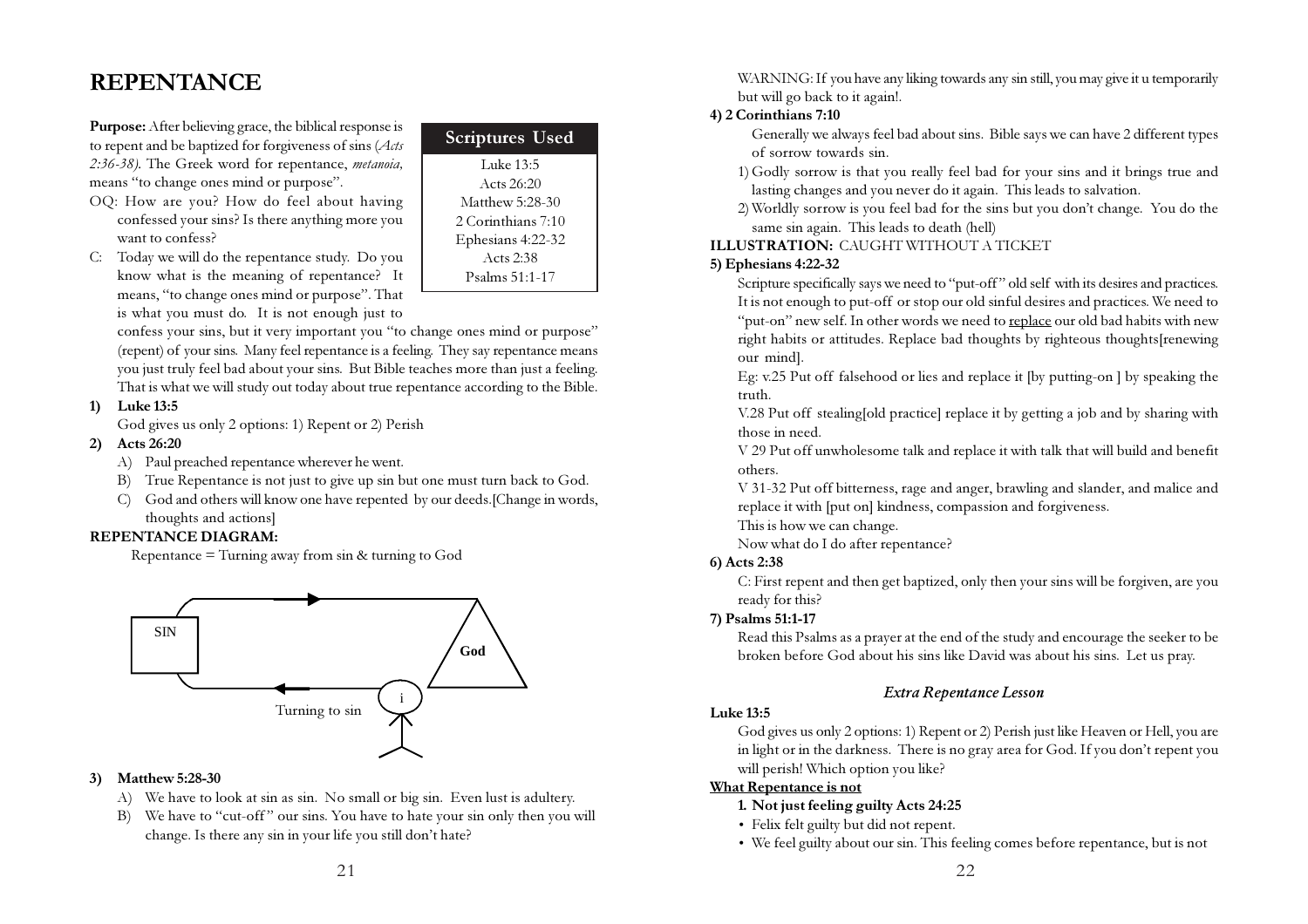# REPENTANCE

| Scriptures Used |
| --- |
| Luke 13:5 |
| Acts 26:20 |
| Matthew 5:28-30 |
| 2 Corinthians 7:10 |
| Ephesians 4:22-32 |
| Acts 2:38 |
| Psalms 51:1-17 |

**Purpose:** After believing grace, the biblical response is to repent and be baptized for forgiveness of sins (*Acts 2:36-38*). The Greek word for repentance, *metanoia,* means "to change ones mind or purpose".

OQ: How are you? How do feel about having confessed your sins? Is there anything more you want to confess?

C: Today we will do the repentance study. Do you know what is the meaning of repentance? It means, "to change ones mind or purpose". That is what you must do. It is not enough just to confess your sins, but it very important you "to change ones mind or purpose" (repent) of your sins. Many feel repentance is a feeling. They say repentance means you just truly feel bad about your sins. But Bible teaches more than just a feeling. That is what we will study out today about true repentance according to the Bible.

**1) Luke 13:5**

God gives us only 2 options: 1) Repent or 2) Perish

**2) Acts 26:20**

A) Paul preached repentance wherever he went.

B) True Repentance is not just to give up sin but one must turn back to God.

C) God and others will know one have repented by our deeds.[Change in words, thoughts and actions]

**REPENTANCE DIAGRAM:**

Repentance = Turning away from sin & turning to God

SIN → God

Turning to sin

i

**3) Matthew 5:28-30**

A) We have to look at sin as sin. No small or big sin. Even lust is adultery.

B) We have to "cut-off" our sins. You have to hate your sin only then you will change. Is there any sin in your life you still don't hate?

WARNING: If you have any liking towards any sin still, you may give it u temporarily but will go back to it again!.

**4) 2 Corinthians 7:10**

Generally we always feel bad about sins. Bible says we can have 2 different types of sorrow towards sin.

1) Godly sorrow is that you really feel bad for your sins and it brings true and lasting changes and you never do it again. This leads to salvation.

2) Worldly sorrow is you feel bad for the sins but you don't change. You do the same sin again. This leads to death (hell)

**ILLUSTRATION:** CAUGHT WITHOUT A TICKET

**5) Ephesians 4:22-32**

Scripture specifically says we need to "put-off" old self with its desires and practices. It is not enough to put-off or stop our old sinful desires and practices. We need to "put-on" new self. In other words we need to <u>replace</u> our old bad habits with new right habits or attitudes. Replace bad thoughts by righteous thoughts[renewing our mind].

Eg: v.25 Put off falsehood or lies and replace it [by putting-on ] by speaking the truth.

V.28 Put off stealing[old practice] replace it by getting a job and by sharing with those in need.

V 29 Put off unwholesome talk and replace it with talk that will build and benefit others.

V 31-32 Put off bitterness, rage and anger, brawling and slander, and malice and replace it with [put on] kindness, compassion and forgiveness.

This is how we can change.

Now what do I do after repentance?

**6) Acts 2:38**

C: First repent and then get baptized, only then your sins will be forgiven, are you ready for this?

**7) Psalms 51:1-17**

Read this Psalms as a prayer at the end of the study and encourage the seeker to be broken before God about his sins like David was about his sins. Let us pray.

### *Extra Repentance Lesson*

**Luke 13:5**

God gives us only 2 options: 1) Repent or 2) Perish just like Heaven or Hell, you are in light or in the darkness. There is no gray area for God. If you don't repent you will perish! Which option you like?

**<u>What Repentance is not</u>**

**1. Not just feeling guilty Acts 24:25**

- Felix felt guilty but did not repent.
- We feel guilty about our sin. This feeling comes before repentance, but is not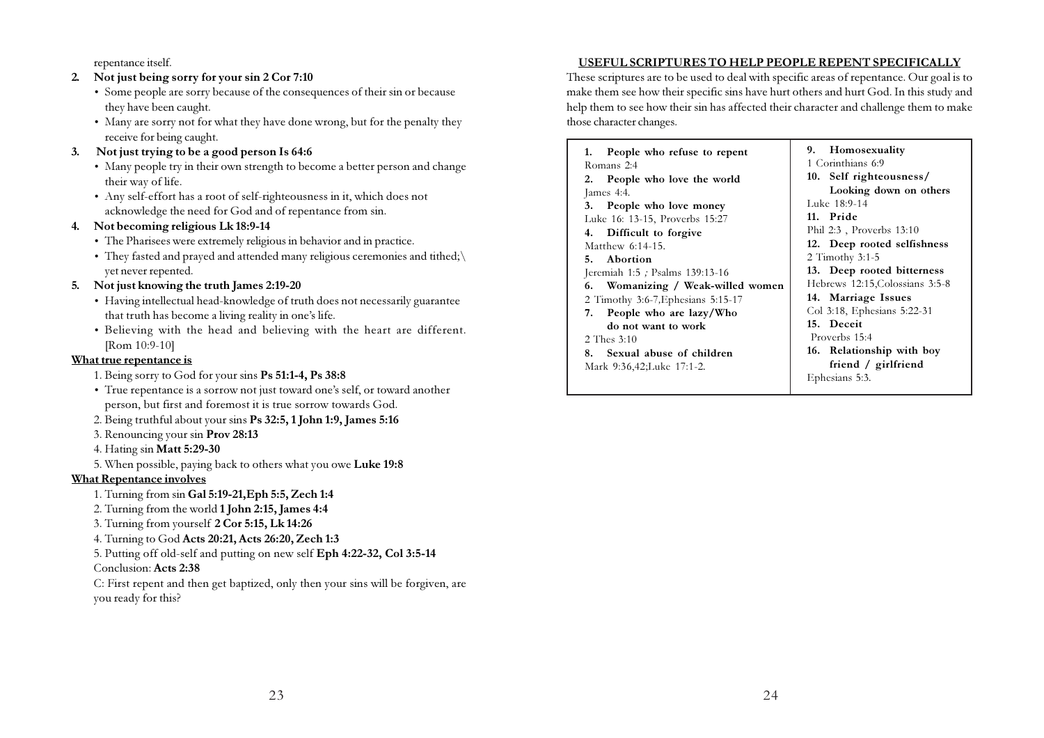repentance itself.

2. **Not just being sorry for your sin 2 Cor 7:10**
   - Some people are sorry because of the consequences of their sin or because they have been caught.
   - Many are sorry not for what they have done wrong, but for the penalty they receive for being caught.
3. **Not just trying to be a good person Is 64:6**
   - Many people try in their own strength to become a better person and change their way of life.
   - Any self-effort has a root of self-righteousness in it, which does not acknowledge the need for God and of repentance from sin.
4. **Not becoming religious Lk 18:9-14**
   - The Pharisees were extremely religious in behavior and in practice.
   - They fasted and prayed and attended many religious ceremonies and tithed;\ yet never repented.
5. **Not just knowing the truth James 2:19-20**
   - Having intellectual head-knowledge of truth does not necessarily guarantee that truth has become a living reality in one's life.
   - Believing with the head and believing with the heart are different. [Rom 10:9-10]

**What true repentance is**

1. Being sorry to God for your sins **Ps 51:1-4, Ps 38:8**
   - True repentance is a sorrow not just toward one's self, or toward another person, but first and foremost it is true sorrow towards God.
2. Being truthful about your sins **Ps 32:5, 1 John 1:9, James 5:16**
3. Renouncing your sin **Prov 28:13**
4. Hating sin **Matt 5:29-30**
5. When possible, paying back to others what you owe **Luke 19:8**

**What Repentance involves**

1. Turning from sin **Gal 5:19-21, Eph 5:5, Zech 1:4**
2. Turning from the world **1 John 2:15, James 4:4**
3. Turning from yourself **2 Cor 5:15, Lk 14:26**
4. Turning to God **Acts 20:21, Acts 26:20, Zech 1:3**
5. Putting off old-self and putting on new self **Eph 4:22-32, Col 3:5-14**

Conclusion: **Acts 2:38**

C: First repent and then get baptized, only then your sins will be forgiven, are you ready for this?

**USEFUL SCRIPTURES TO HELP PEOPLE REPENT SPECIFICALLY**

These scriptures are to be used to deal with specific areas of repentance. Our goal is to make them see how their specific sins have hurt others and hurt God. In this study and help them to see how their sin has affected their character and challenge them to make those character changes.

1. **People who refuse to repent**
   Romans 2:4
2. **People who love the world**
   James 4:4.
3. **People who love money**
   Luke 16: 13-15, Proverbs 15:27
4. **Difficult to forgive**
   Matthew 6:14-15.
5. **Abortion**
   Jeremiah 1:5 ; Psalms 139:13-16
6. **Womanizing / Weak-willed women**
   2 Timothy 3:6-7, Ephesians 5:15-17
7. **People who are lazy/Who do not want to work**
   2 Thes 3:10
8. **Sexual abuse of children**
   Mark 9:36,42; Luke 17:1-2.
9. **Homosexuality**
   1 Corinthians 6:9
10. **Self righteousness/ Looking down on others**
    Luke 18:9-14
11. **Pride**
    Phil 2:3 , Proverbs 13:10
12. **Deep rooted selfishness**
    2 Timothy 3:1-5
13. **Deep rooted bitterness**
    Hebrews 12:15, Colossians 3:5-8
14. **Marriage Issues**
    Col 3:18, Ephesians 5:22-31
15. **Deceit**
    Proverbs 15:4
16. **Relationship with boy friend / girlfriend**
    Ephesians 5:3.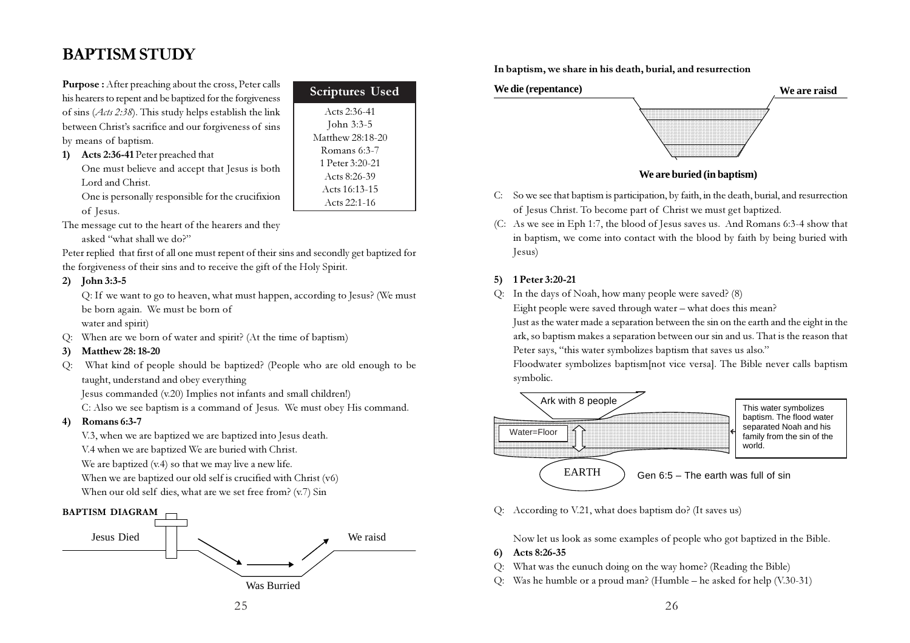# BAPTISM STUDY

| Scriptures Used |
|---|
| Acts 2:36-41 |
| John 3:3-5 |
| Matthew 28:18-20 |
| Romans 6:3-7 |
| 1 Peter 3:20-21 |
| Acts 8:26-39 |
| Acts 16:13-15 |
| Acts 22:1-16 |

**Purpose :** After preaching about the cross, Peter calls his hearers to repent and be baptized for the forgiveness of sins (*Acts 2:38*). This study helps establish the link between Christ's sacrifice and our forgiveness of sins by means of baptism.

**1) Acts 2:36-41** Peter preached that

One must believe and accept that Jesus is both Lord and Christ.

One is personally responsible for the crucifixion of Jesus.

The message cut to the heart of the hearers and they asked "what shall we do?"

Peter replied that first of all one must repent of their sins and secondly get baptized for the forgiveness of their sins and to receive the gift of the Holy Spirit.

**2) John 3:3-5**

Q: If we want to go to heaven, what must happen, according to Jesus? (We must be born again. We must be born of water and spirit)

Q: When are we born of water and spirit? (At the time of baptism)

**3) Matthew 28: 18-20**

Q: What kind of people should be baptized? (People who are old enough to be taught, understand and obey everything

Jesus commanded (v.20) Implies not infants and small children!)

C: Also we see baptism is a command of Jesus. We must obey His command.

**4) Romans 6:3-7**

V.3, when we are baptized we are baptized into Jesus death.

V.4 when we are baptized We are buried with Christ.

We are baptized (v.4) so that we may live a new life.

When we are baptized our old self is crucified with Christ (v6)

When our old self dies, what are we set free from? (v.7) Sin

**BAPTISM DIAGRAM**

Jesus Died — Was Burried — We raisd

**In baptism, we share in his death, burial, and resurrection**

**We die (repentance)** — **We are buried (in baptism)** — **We are raisd**

C: So we see that baptism is participation, by faith, in the death, burial, and resurrection of Jesus Christ. To become part of Christ we must get baptized.

(C: As we see in Eph 1:7, the blood of Jesus saves us. And Romans 6:3-4 show that in baptism, we come into contact with the blood by faith by being buried with Jesus)

**5) 1 Peter 3:20-21**

Q: In the days of Noah, how many people were saved? (8)

Eight people were saved through water – what does this mean?

Just as the water made a separation between the sin on the earth and the eight in the ark, so baptism makes a separation between our sin and us. That is the reason that Peter says, "this water symbolizes baptism that saves us also."

Floodwater symbolizes baptism[not vice versa]. The Bible never calls baptism symbolic.

Ark with 8 people

Water=Floor

EARTH

This water symbolizes baptism. The flood water separated Noah and his family from the sin of the world.

Gen 6:5 – The earth was full of sin

Q: According to V.21, what does baptism do? (It saves us)

Now let us look as some examples of people who got baptized in the Bible.

**6) Acts 8:26-35**

Q: What was the eunuch doing on the way home? (Reading the Bible)

Q: Was he humble or a proud man? (Humble – he asked for help (V.30-31)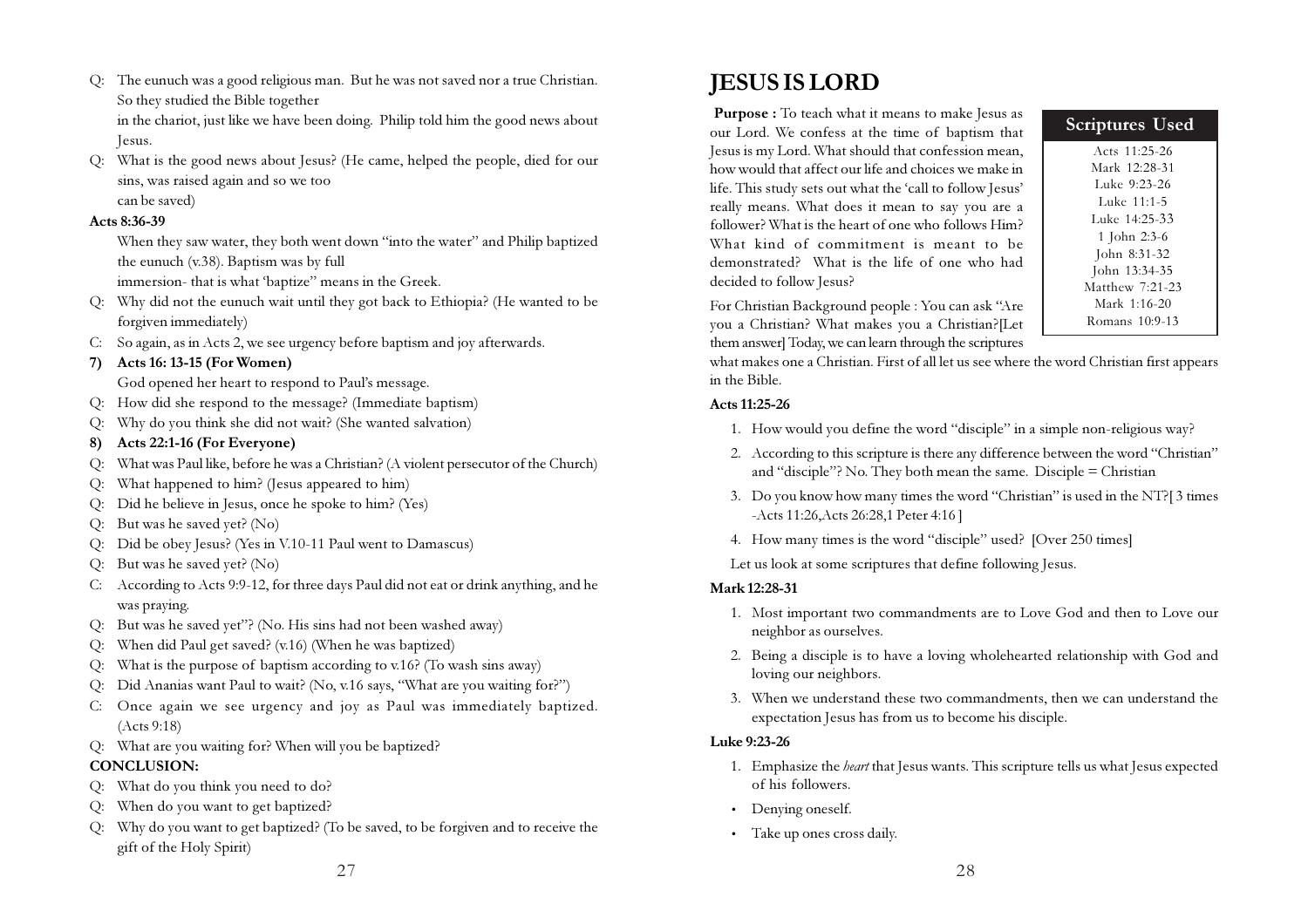Q: The eunuch was a good religious man. But he was not saved nor a true Christian. So they studied the Bible together in the chariot, just like we have been doing. Philip told him the good news about Jesus.

Q: What is the good news about Jesus? (He came, helped the people, died for our sins, was raised again and so we too can be saved)

**Acts 8:36-39**

When they saw water, they both went down "into the water" and Philip baptized the eunuch (v.38). Baptism was by full immersion- that is what 'baptize" means in the Greek.

Q: Why did not the eunuch wait until they got back to Ethiopia? (He wanted to be forgiven immediately)

C: So again, as in Acts 2, we see urgency before baptism and joy afterwards.

**7) Acts 16: 13-15 (For Women)**

God opened her heart to respond to Paul's message.

Q: How did she respond to the message? (Immediate baptism)

Q: Why do you think she did not wait? (She wanted salvation)

**8) Acts 22:1-16 (For Everyone)**

Q: What was Paul like, before he was a Christian? (A violent persecutor of the Church)

Q: What happened to him? (Jesus appeared to him)

Q: Did he believe in Jesus, once he spoke to him? (Yes)

Q: But was he saved yet? (No)

Q: Did be obey Jesus? (Yes in V.10-11 Paul went to Damascus)

Q: But was he saved yet? (No)

C: According to Acts 9:9-12, for three days Paul did not eat or drink anything, and he was praying.

Q: But was he saved yet"? (No. His sins had not been washed away)

Q: When did Paul get saved? (v.16) (When he was baptized)

Q: What is the purpose of baptism according to v.16? (To wash sins away)

Q: Did Ananias want Paul to wait? (No, v.16 says, "What are you waiting for?")

C: Once again we see urgency and joy as Paul was immediately baptized. (Acts 9:18)

Q: What are you waiting for? When will you be baptized?

**CONCLUSION:**

Q: What do you think you need to do?

Q: When do you want to get baptized?

Q: Why do you want to get baptized? (To be saved, to be forgiven and to receive the gift of the Holy Spirit)

# JESUS IS LORD

**Purpose :** To teach what it means to make Jesus as our Lord. We confess at the time of baptism that Jesus is my Lord. What should that confession mean, how would that affect our life and choices we make in life. This study sets out what the 'call to follow Jesus' really means. What does it mean to say you are a follower? What is the heart of one who follows Him? What kind of commitment is meant to be demonstrated? What is the life of one who had decided to follow Jesus?

| Scriptures Used |
|---|
| Acts 11:25-26 |
| Mark 12:28-31 |
| Luke 9:23-26 |
| Luke 11:1-5 |
| Luke 14:25-33 |
| 1 John 2:3-6 |
| John 8:31-32 |
| John 13:34-35 |
| Matthew 7:21-23 |
| Mark 1:16-20 |
| Romans 10:9-13 |

For Christian Background people : You can ask "Are you a Christian? What makes you a Christian?[Let them answer] Today, we can learn through the scriptures what makes one a Christian. First of all let us see where the word Christian first appears in the Bible.

**Acts 11:25-26**

1. How would you define the word "disciple" in a simple non-religious way?
2. According to this scripture is there any difference between the word "Christian" and "disciple"? No. They both mean the same. Disciple = Christian
3. Do you know how many times the word "Christian" is used in the NT?[ 3 times -Acts 11:26,Acts 26:28,1 Peter 4:16 ]
4. How many times is the word "disciple" used? [Over 250 times]

Let us look at some scriptures that define following Jesus.

**Mark 12:28-31**

1. Most important two commandments are to Love God and then to Love our neighbor as ourselves.
2. Being a disciple is to have a loving wholehearted relationship with God and loving our neighbors.
3. When we understand these two commandments, then we can understand the expectation Jesus has from us to become his disciple.

**Luke 9:23-26**

1. Emphasize the *heart* that Jesus wants. This scripture tells us what Jesus expected of his followers.

- Denying oneself.
- Take up ones cross daily.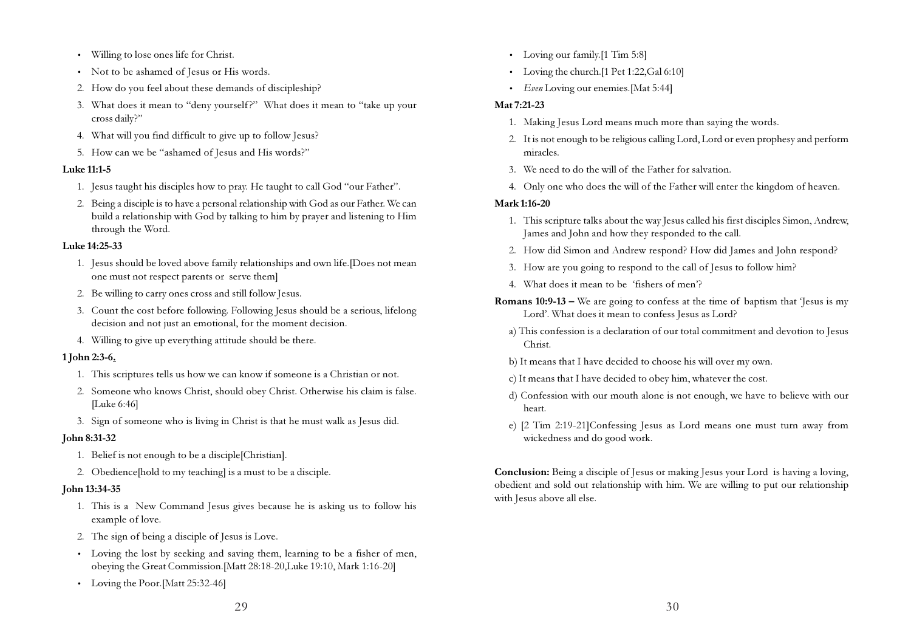- Willing to lose ones life for Christ.
- Not to be ashamed of Jesus or His words.

2. How do you feel about these demands of discipleship?
3. What does it mean to "deny yourself?" What does it mean to "take up your cross daily?"
4. What will you find difficult to give up to follow Jesus?
5. How can we be "ashamed of Jesus and His words?"

**Luke 11:1-5**

1. Jesus taught his disciples how to pray. He taught to call God "our Father".
2. Being a disciple is to have a personal relationship with God as our Father. We can build a relationship with God by talking to him by prayer and listening to Him through the Word.

**Luke 14:25-33**

1. Jesus should be loved above family relationships and own life.[Does not mean one must not respect parents or serve them]
2. Be willing to carry ones cross and still follow Jesus.
3. Count the cost before following. Following Jesus should be a serious, lifelong decision and not just an emotional, for the moment decision.
4. Willing to give up everything attitude should be there.

**1 John 2:3-6.**

1. This scriptures tells us how we can know if someone is a Christian or not.
2. Someone who knows Christ, should obey Christ. Otherwise his claim is false. [Luke 6:46]
3. Sign of someone who is living in Christ is that he must walk as Jesus did.

**John 8:31-32**

1. Belief is not enough to be a disciple[Christian].
2. Obedience[hold to my teaching] is a must to be a disciple.

**John 13:34-35**

1. This is a New Command Jesus gives because he is asking us to follow his example of love.
2. The sign of being a disciple of Jesus is Love.

- Loving the lost by seeking and saving them, learning to be a fisher of men, obeying the Great Commission.[Matt 28:18-20,Luke 19:10, Mark 1:16-20]
- Loving the Poor.[Matt 25:32-46]
- Loving our family.[1 Tim 5:8]
- Loving the church.[1 Pet 1:22,Gal 6:10]
- *Even* Loving our enemies.[Mat 5:44]

**Mat 7:21-23**

1. Making Jesus Lord means much more than saying the words.
2. It is not enough to be religious calling Lord, Lord or even prophesy and perform miracles.
3. We need to do the will of the Father for salvation.
4. Only one who does the will of the Father will enter the kingdom of heaven.

**Mark 1:16-20**

1. This scripture talks about the way Jesus called his first disciples Simon, Andrew, James and John and how they responded to the call.
2. How did Simon and Andrew respond? How did James and John respond?
3. How are you going to respond to the call of Jesus to follow him?
4. What does it mean to be 'fishers of men'?

**Romans 10:9-13 –** We are going to confess at the time of baptism that 'Jesus is my Lord'. What does it mean to confess Jesus as Lord?

a) This confession is a declaration of our total commitment and devotion to Jesus Christ.

b) It means that I have decided to choose his will over my own.

c) It means that I have decided to obey him, whatever the cost.

d) Confession with our mouth alone is not enough, we have to believe with our heart.

e) [2 Tim 2:19-21]Confessing Jesus as Lord means one must turn away from wickedness and do good work.

**Conclusion:** Being a disciple of Jesus or making Jesus your Lord is having a loving, obedient and sold out relationship with him. We are willing to put our relationship with Jesus above all else.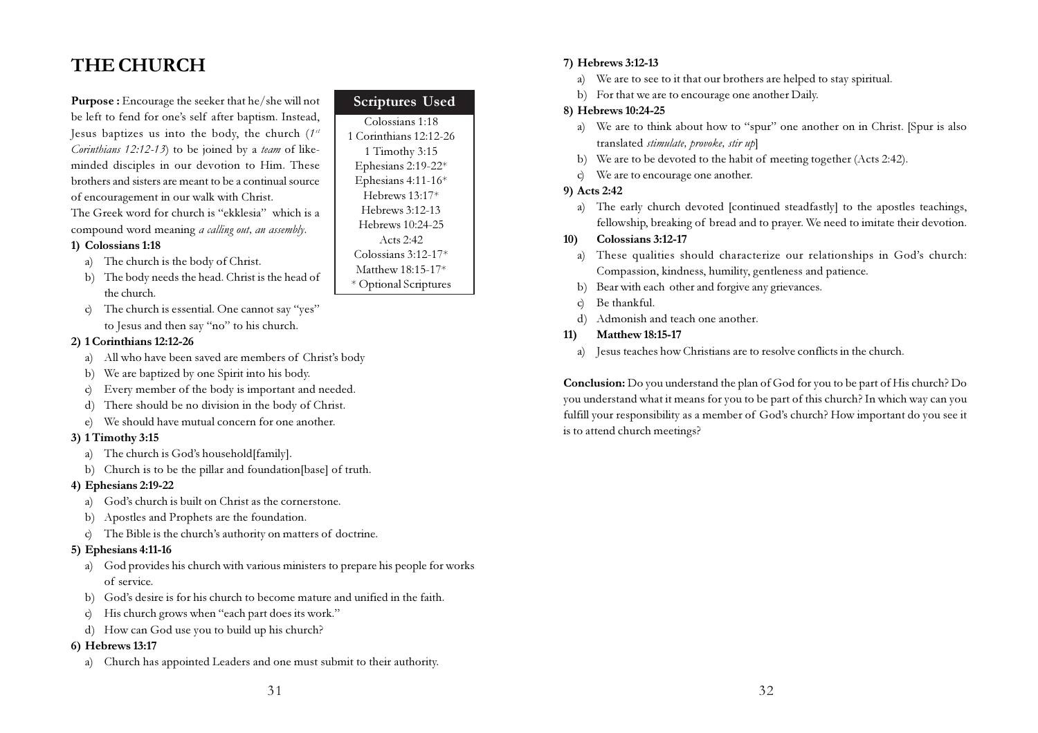# THE CHURCH

**Purpose :** Encourage the seeker that he/she will not be left to fend for one's self after baptism. Instead, Jesus baptizes us into the body, the church (*1st Corinthians 12:12-13*) to be joined by a *team* of like-minded disciples in our devotion to Him. These brothers and sisters are meant to be a continual source of encouragement in our walk with Christ.

The Greek word for church is "ekklesia" which is a compound word meaning *a calling out, an assembly*.

| Scriptures Used |
| --- |
| Colossians 1:18 |
| 1 Corinthians 12:12-26 |
| 1 Timothy 3:15 |
| Ephesians 2:19-22* |
| Ephesians 4:11-16* |
| Hebrews 13:17* |
| Hebrews 3:12-13 |
| Hebrews 10:24-25 |
| Acts 2:42 |
| Colossians 3:12-17* |
| Matthew 18:15-17* |
| * Optional Scriptures |

**1) Colossians 1:18**

a) The church is the body of Christ.
b) The body needs the head. Christ is the head of the church.
c) The church is essential. One cannot say "yes" to Jesus and then say "no" to his church.

**2) 1 Corinthians 12:12-26**

a) All who have been saved are members of Christ's body
b) We are baptized by one Spirit into his body.
c) Every member of the body is important and needed.
d) There should be no division in the body of Christ.
e) We should have mutual concern for one another.

**3) 1 Timothy 3:15**

a) The church is God's household[family].
b) Church is to be the pillar and foundation[base] of truth.

**4) Ephesians 2:19-22**

a) God's church is built on Christ as the cornerstone.
b) Apostles and Prophets are the foundation.
c) The Bible is the church's authority on matters of doctrine.

**5) Ephesians 4:11-16**

a) God provides his church with various ministers to prepare his people for works of service.
b) God's desire is for his church to become mature and unified in the faith.
c) His church grows when "each part does its work."
d) How can God use you to build up his church?

**6) Hebrews 13:17**

a) Church has appointed Leaders and one must submit to their authority.

**7) Hebrews 3:12-13**

a) We are to see to it that our brothers are helped to stay spiritual.
b) For that we are to encourage one another Daily.

**8) Hebrews 10:24-25**

a) We are to think about how to "spur" one another on in Christ. [Spur is also translated *stimulate, provoke, stir up*]
b) We are to be devoted to the habit of meeting together (Acts 2:42).
c) We are to encourage one another.

**9) Acts 2:42**

a) The early church devoted [continued steadfastly] to the apostles teachings, fellowship, breaking of bread and to prayer. We need to imitate their devotion.

**10) Colossians 3:12-17**

a) These qualities should characterize our relationships in God's church: Compassion, kindness, humility, gentleness and patience.
b) Bear with each other and forgive any grievances.
c) Be thankful.
d) Admonish and teach one another.

**11) Matthew 18:15-17**

a) Jesus teaches how Christians are to resolve conflicts in the church.

**Conclusion:** Do you understand the plan of God for you to be part of His church? Do you understand what it means for you to be part of this church? In which way can you fulfill your responsibility as a member of God's church? How important do you see it is to attend church meetings?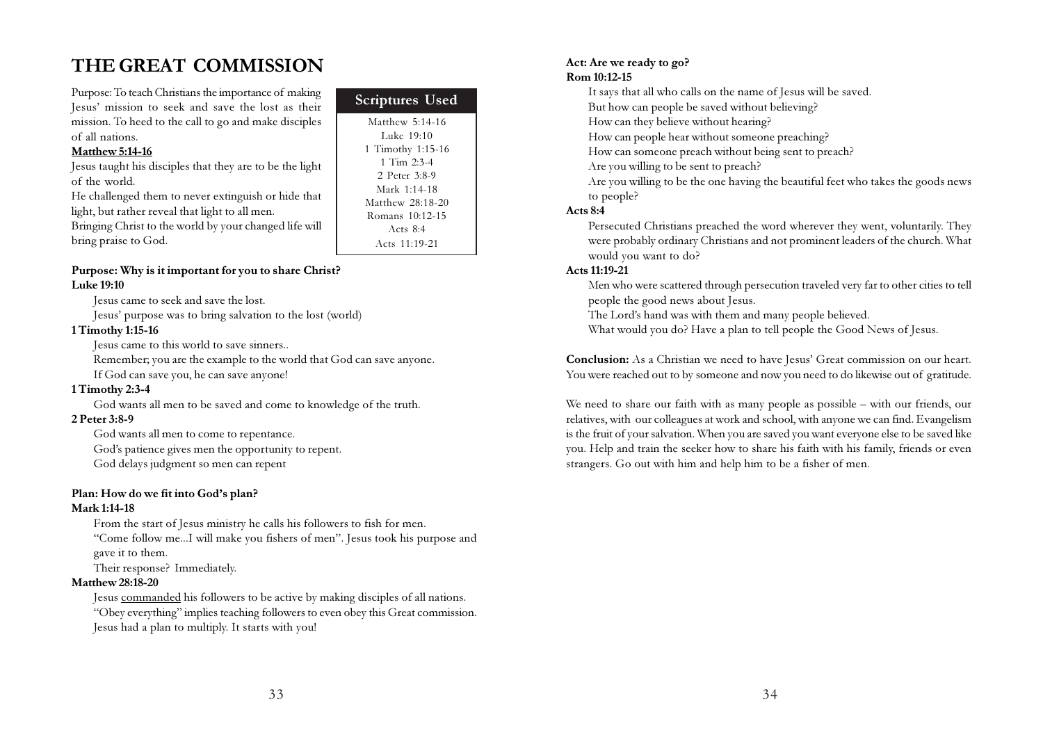# THE GREAT COMMISSION

Purpose: To teach Christians the importance of making Jesus' mission to seek and save the lost as their mission. To heed to the call to go and make disciples of all nations.

| Scriptures Used |
|---|
| Matthew 5:14-16 |
| Luke 19:10 |
| 1 Timothy 1:15-16 |
| 1 Tim 2:3-4 |
| 2 Peter 3:8-9 |
| Mark 1:14-18 |
| Matthew 28:18-20 |
| Romans 10:12-15 |
| Acts 8:4 |
| Acts 11:19-21 |

**Matthew 5:14-16**

Jesus taught his disciples that they are to be the light of the world.

He challenged them to never extinguish or hide that light, but rather reveal that light to all men.

Bringing Christ to the world by your changed life will bring praise to God.

**Purpose: Why is it important for you to share Christ?**

**Luke 19:10**

Jesus came to seek and save the lost.

Jesus' purpose was to bring salvation to the lost (world)

**1 Timothy 1:15-16**

Jesus came to this world to save sinners..

Remember; you are the example to the world that God can save anyone.

If God can save you, he can save anyone!

**1 Timothy 2:3-4**

God wants all men to be saved and come to knowledge of the truth.

**2 Peter 3:8-9**

God wants all men to come to repentance.

God's patience gives men the opportunity to repent.

God delays judgment so men can repent

**Plan: How do we fit into God's plan?**

**Mark 1:14-18**

From the start of Jesus ministry he calls his followers to fish for men.

"Come follow me...I will make you fishers of men". Jesus took his purpose and gave it to them.

Their response? Immediately.

**Matthew 28:18-20**

Jesus <u>commanded</u> his followers to be active by making disciples of all nations.

"Obey everything" implies teaching followers to even obey this Great commission.

Jesus had a plan to multiply. It starts with you!

**Act: Are we ready to go?**

**Rom 10:12-15**

It says that all who calls on the name of Jesus will be saved.

But how can people be saved without believing?

How can they believe without hearing?

How can people hear without someone preaching?

How can someone preach without being sent to preach?

Are you willing to be sent to preach?

Are you willing to be the one having the beautiful feet who takes the goods news to people?

**Acts 8:4**

Persecuted Christians preached the word wherever they went, voluntarily. They were probably ordinary Christians and not prominent leaders of the church. What would you want to do?

**Acts 11:19-21**

Men who were scattered through persecution traveled very far to other cities to tell people the good news about Jesus.

The Lord's hand was with them and many people believed.

What would you do? Have a plan to tell people the Good News of Jesus.

**Conclusion:** As a Christian we need to have Jesus' Great commission on our heart. You were reached out to by someone and now you need to do likewise out of gratitude.

We need to share our faith with as many people as possible – with our friends, our relatives, with our colleagues at work and school, with anyone we can find. Evangelism is the fruit of your salvation. When you are saved you want everyone else to be saved like you. Help and train the seeker how to share his faith with his family, friends or even strangers. Go out with him and help him to be a fisher of men.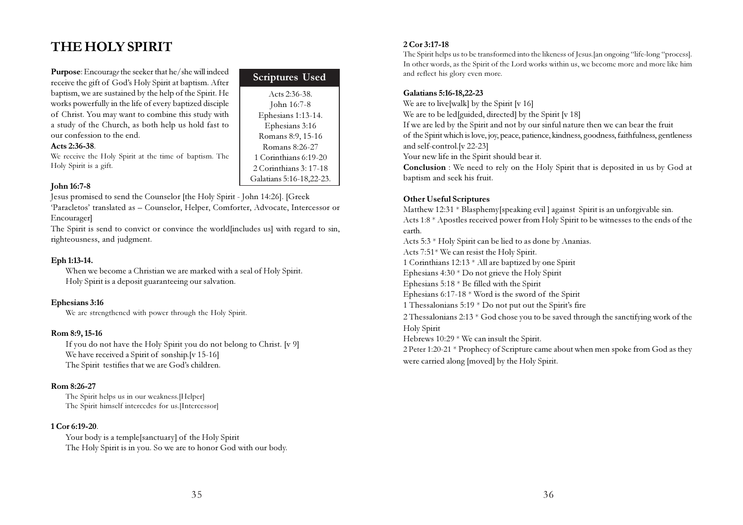# THE HOLY SPIRIT

**Purpose**: Encourage the seeker that he/she will indeed receive the gift of God's Holy Spirit at baptism. After baptism, we are sustained by the help of the Spirit. He works powerfully in the life of every baptized disciple of Christ. You may want to combine this study with a study of the Church, as both help us hold fast to our confession to the end.

**Scriptures Used**

Acts 2:36-38.
John 16:7-8
Ephesians 1:13-14.
Ephesians 3:16
Romans 8:9, 15-16
Romans 8:26-27
1 Corinthians 6:19-20
2 Corinthians 3: 17-18
Galatians 5:16-18,22-23.

**Acts 2:36-38**.

We receive the Holy Spirit at the time of baptism. The Holy Spirit is a gift.

**John 16:7-8**

Jesus promised to send the Counselor [the Holy Spirit - John 14:26]. [Greek 'Paracletos' translated as – Counselor, Helper, Comforter, Advocate, Intercessor or Encourager]

The Spirit is send to convict or convince the world[includes us] with regard to sin, righteousness, and judgment.

**Eph 1:13-14.**

When we become a Christian we are marked with a seal of Holy Spirit.
Holy Spirit is a deposit guaranteeing our salvation.

**Ephesians 3:16**

We are strengthened with power through the Holy Spirit.

**Rom 8:9, 15-16**

If you do not have the Holy Spirit you do not belong to Christ. [v 9]
We have received a Spirit of sonship.[v 15-16]
The Spirit testifies that we are God's children.

**Rom 8:26-27**

The Spirit helps us in our weakness.[Helper]
The Spirit himself intercedes for us.[Intercessor]

**1 Cor 6:19-20**.

Your body is a temple[sanctuary] of the Holy Spirit
The Holy Spirit is in you. So we are to honor God with our body.

**2 Cor 3:17-18**

The Spirit helps us to be transformed into the likeness of Jesus.[an ongoing "life-long "process]. In other words, as the Spirit of the Lord works within us, we become more and more like him and reflect his glory even more.

**Galatians 5:16-18,22-23**

We are to live[walk] by the Spirit [v 16]
We are to be led[guided, directed] by the Spirit [v 18]
If we are led by the Spirit and not by our sinful nature then we can bear the fruit of the Spirit which is love, joy, peace, patience, kindness, goodness, faithfulness, gentleness and self-control.[v 22-23]
Your new life in the Spirit should bear it.

**Conclusion** : We need to rely on the Holy Spirit that is deposited in us by God at baptism and seek his fruit.

**Other Useful Scriptures**

Matthew 12:31 * Blasphemy[speaking evil ] against Spirit is an unforgivable sin.
Acts 1:8 * Apostles received power from Holy Spirit to be witnesses to the ends of the earth.
Acts 5:3 * Holy Spirit can be lied to as done by Ananias.
Acts 7:51* We can resist the Holy Spirit.
1 Corinthians 12:13 * All are baptized by one Spirit
Ephesians 4:30 * Do not grieve the Holy Spirit
Ephesians 5:18 * Be filled with the Spirit
Ephesians 6:17-18 * Word is the sword of the Spirit
1 Thessalonians 5:19 * Do not put out the Spirit's fire
2 Thessalonians 2:13 * God chose you to be saved through the sanctifying work of the Holy Spirit
Hebrews 10:29 * We can insult the Spirit.
2 Peter 1:20-21 * Prophecy of Scripture came about when men spoke from God as they were carried along [moved] by the Holy Spirit.